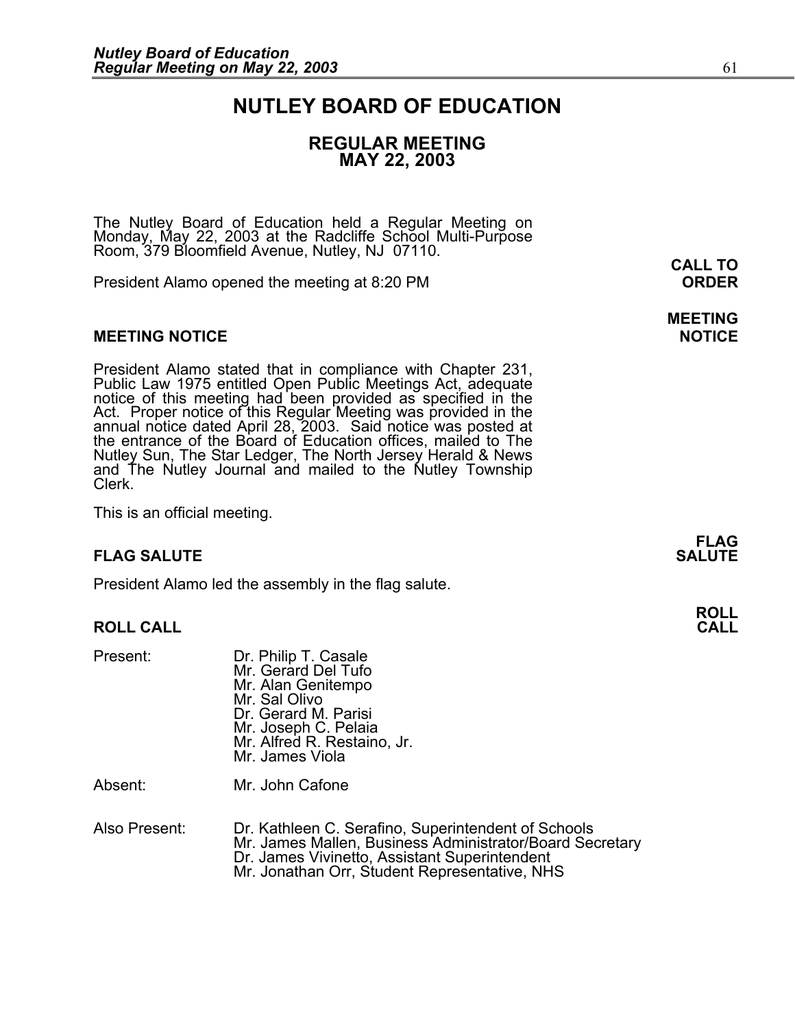# NUTLEY BOARD OF EDUCATION

## REGULAR MEETING
## MAY 22, 2003

The Nutley Board of Education held a Regular Meeting on Monday, May 22, 2003 at the Radcliffe School Multi-Purpose Room, 379 Bloomfield Avenue, Nutley, NJ 07110.

**CALL TO ORDER**

President Alamo opened the meeting at 8:20 PM

**MEETING NOTICE**

President Alamo stated that in compliance with Chapter 231, Public Law 1975 entitled Open Public Meetings Act, adequate notice of this meeting had been provided as specified in the Act. Proper notice of this Regular Meeting was provided in the annual notice dated April 28, 2003. Said notice was posted at the entrance of the Board of Education offices, mailed to The Nutley Sun, The Star Ledger, The North Jersey Herald & News and The Nutley Journal and mailed to the Nutley Township Clerk.

This is an official meeting.

**FLAG SALUTE**

President Alamo led the assembly in the flag salute.

**ROLL CALL**

| | |
|---|---|
| Present: | Dr. Philip T. Casale<br>Mr. Gerard Del Tufo<br>Mr. Alan Genitempo<br>Mr. Sal Olivo<br>Dr. Gerard M. Parisi<br>Mr. Joseph C. Pelaia<br>Mr. Alfred R. Restaino, Jr.<br>Mr. James Viola |
| Absent: | Mr. John Cafone |
| Also Present: | Dr. Kathleen C. Serafino, Superintendent of Schools<br>Mr. James Mallen, Business Administrator/Board Secretary<br>Dr. James Vivinetto, Assistant Superintendent<br>Mr. Jonathan Orr, Student Representative, NHS |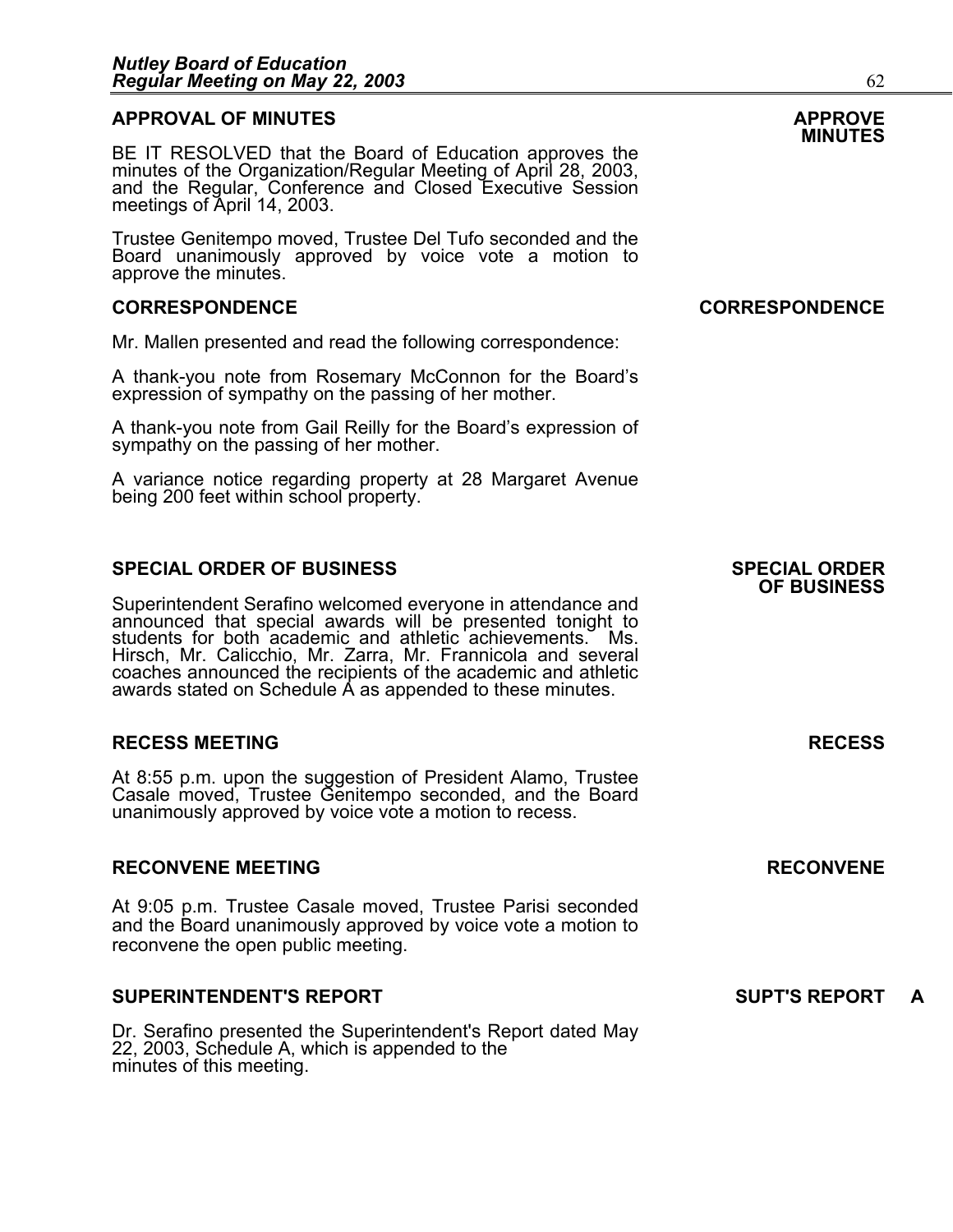## APPROVAL OF MINUTES

**APPROVE MINUTES**

BE IT RESOLVED that the Board of Education approves the minutes of the Organization/Regular Meeting of April 28, 2003, and the Regular, Conference and Closed Executive Session meetings of April 14, 2003.

Trustee Genitempo moved, Trustee Del Tufo seconded and the Board unanimously approved by voice vote a motion to approve the minutes.

## CORRESPONDENCE

**CORRESPONDENCE**

Mr. Mallen presented and read the following correspondence:

A thank-you note from Rosemary McConnon for the Board's expression of sympathy on the passing of her mother.

A thank-you note from Gail Reilly for the Board's expression of sympathy on the passing of her mother.

A variance notice regarding property at 28 Margaret Avenue being 200 feet within school property.

## SPECIAL ORDER OF BUSINESS

**SPECIAL ORDER OF BUSINESS**

Superintendent Serafino welcomed everyone in attendance and announced that special awards will be presented tonight to students for both academic and athletic achievements. Ms. Hirsch, Mr. Calicchio, Mr. Zarra, Mr. Frannicola and several coaches announced the recipients of the academic and athletic awards stated on Schedule A as appended to these minutes.

## RECESS MEETING

**RECESS**

At 8:55 p.m. upon the suggestion of President Alamo, Trustee Casale moved, Trustee Genitempo seconded, and the Board unanimously approved by voice vote a motion to recess.

## RECONVENE MEETING

**RECONVENE**

At 9:05 p.m. Trustee Casale moved, Trustee Parisi seconded and the Board unanimously approved by voice vote a motion to reconvene the open public meeting.

## SUPERINTENDENT'S REPORT

**SUPT'S REPORT A**

Dr. Serafino presented the Superintendent's Report dated May 22, 2003, Schedule A, which is appended to the minutes of this meeting.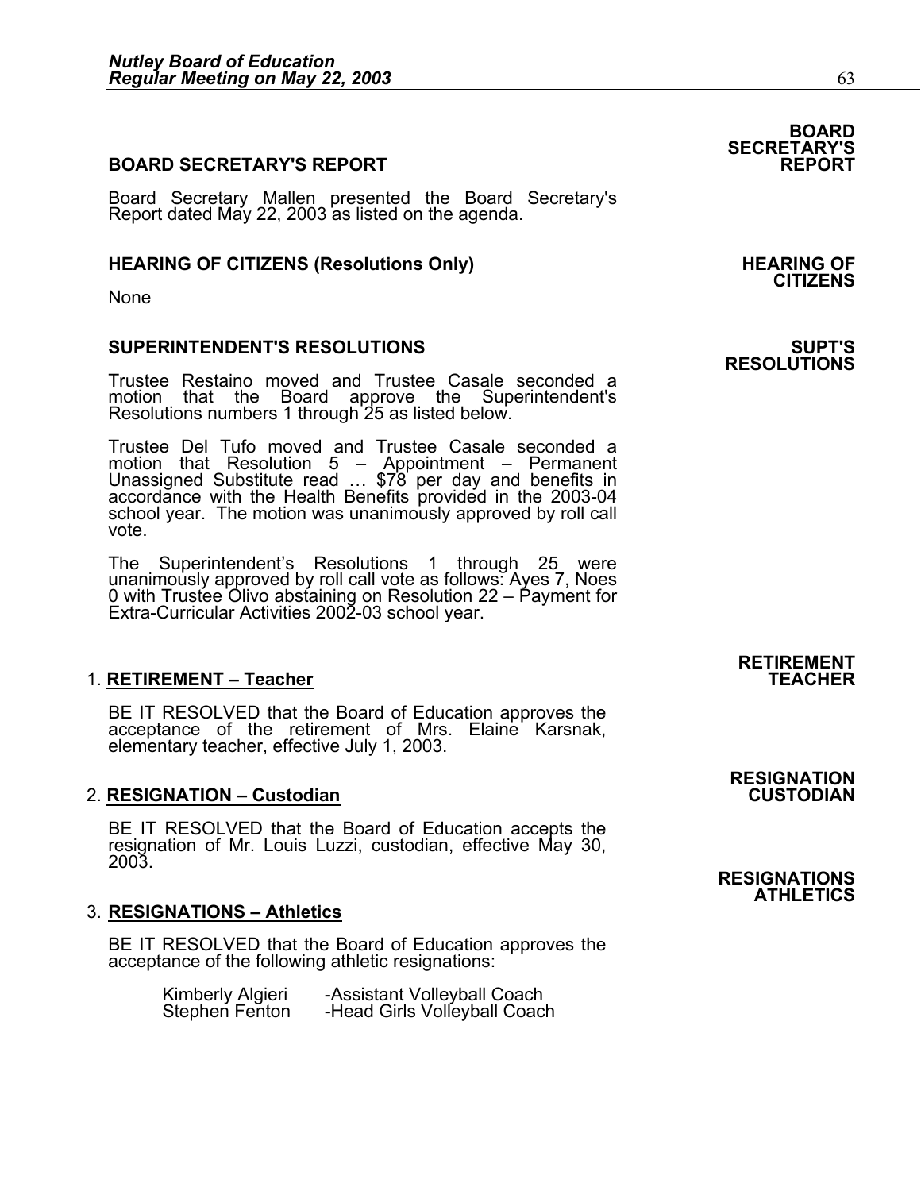## BOARD SECRETARY'S REPORT

**BOARD SECRETARY'S REPORT**

Board Secretary Mallen presented the Board Secretary's Report dated May 22, 2003 as listed on the agenda.

## HEARING OF CITIZENS (Resolutions Only)

**HEARING OF CITIZENS**

None

## SUPERINTENDENT'S RESOLUTIONS

**SUPT'S RESOLUTIONS**

Trustee Restaino moved and Trustee Casale seconded a motion that the Board approve the Superintendent's Resolutions numbers 1 through 25 as listed below.

Trustee Del Tufo moved and Trustee Casale seconded a motion that Resolution 5 – Appointment – Permanent Unassigned Substitute read … $78 per day and benefits in accordance with the Health Benefits provided in the 2003-04 school year. The motion was unanimously approved by roll call vote.

The Superintendent's Resolutions 1 through 25 were unanimously approved by roll call vote as follows: Ayes 7, Noes 0 with Trustee Olivo abstaining on Resolution 22 – Payment for Extra-Curricular Activities 2002-03 school year.

**RETIREMENT TEACHER**

1. **RETIREMENT – Teacher**

   BE IT RESOLVED that the Board of Education approves the acceptance of the retirement of Mrs. Elaine Karsnak, elementary teacher, effective July 1, 2003.

**RESIGNATION CUSTODIAN**

2. **RESIGNATION – Custodian**

   BE IT RESOLVED that the Board of Education accepts the resignation of Mr. Louis Luzzi, custodian, effective May 30, 2003.

**RESIGNATIONS ATHLETICS**

3. **RESIGNATIONS – Athletics**

   BE IT RESOLVED that the Board of Education approves the acceptance of the following athletic resignations:

   | | |
   |---|---|
   | Kimberly Algieri | -Assistant Volleyball Coach |
   | Stephen Fenton | -Head Girls Volleyball Coach |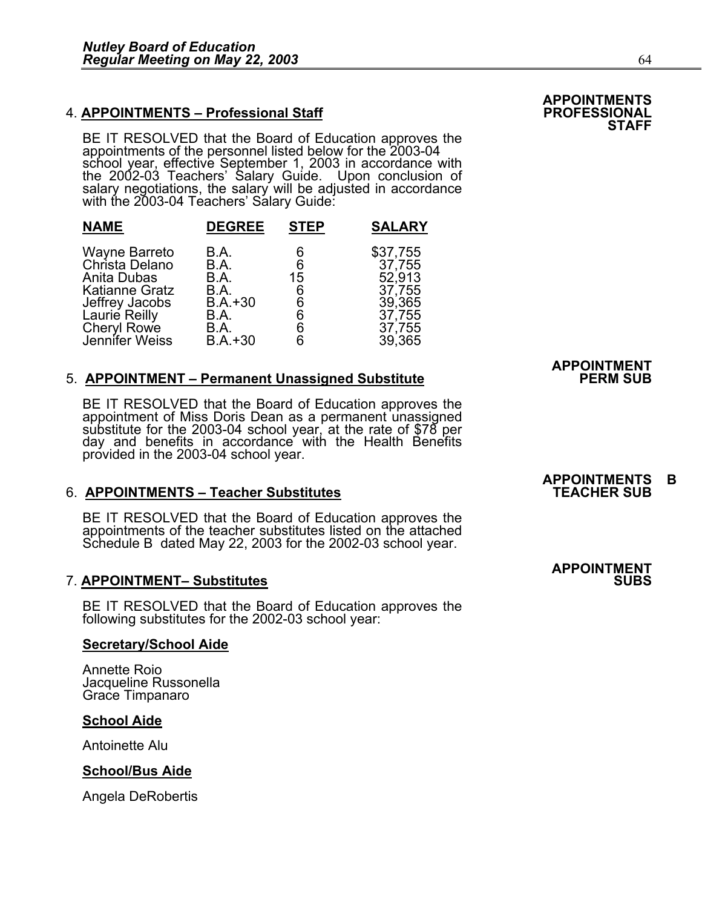**APPOINTMENTS PROFESSIONAL STAFF**

4. **APPOINTMENTS – Professional Staff**

BE IT RESOLVED that the Board of Education approves the appointments of the personnel listed below for the 2003-04 school year, effective September 1, 2003 in accordance with the 2002-03 Teachers' Salary Guide. Upon conclusion of salary negotiations, the salary will be adjusted in accordance with the 2003-04 Teachers' Salary Guide:

| NAME | DEGREE | STEP | SALARY |
|---|---|---|---|
| Wayne Barreto | B.A. | 6 | $37,755 |
| Christa Delano | B.A. | 6 | 37,755 |
| Anita Dubas | B.A. | 15 | 52,913 |
| Katianne Gratz | B.A. | 6 | 37,755 |
| Jeffrey Jacobs | B.A.+30 | 6 | 39,365 |
| Laurie Reilly | B.A. | 6 | 37,755 |
| Cheryl Rowe | B.A. | 6 | 37,755 |
| Jennifer Weiss | B.A.+30 | 6 | 39,365 |

**APPOINTMENT PERM SUB**

5. **APPOINTMENT – Permanent Unassigned Substitute**

BE IT RESOLVED that the Board of Education approves the appointment of Miss Doris Dean as a permanent unassigned substitute for the 2003-04 school year, at the rate of $78 per day and benefits in accordance with the Health Benefits provided in the 2003-04 school year.

**APPOINTMENTS B TEACHER SUB**

6. **APPOINTMENTS – Teacher Substitutes**

BE IT RESOLVED that the Board of Education approves the appointments of the teacher substitutes listed on the attached Schedule B dated May 22, 2003 for the 2002-03 school year.

**APPOINTMENT SUBS**

7. **APPOINTMENT– Substitutes**

BE IT RESOLVED that the Board of Education approves the following substitutes for the 2002-03 school year:

**Secretary/School Aide**

Annette Roio
Jacqueline Russonella
Grace Timpanaro

**School Aide**

Antoinette Alu

**School/Bus Aide**

Angela DeRobertis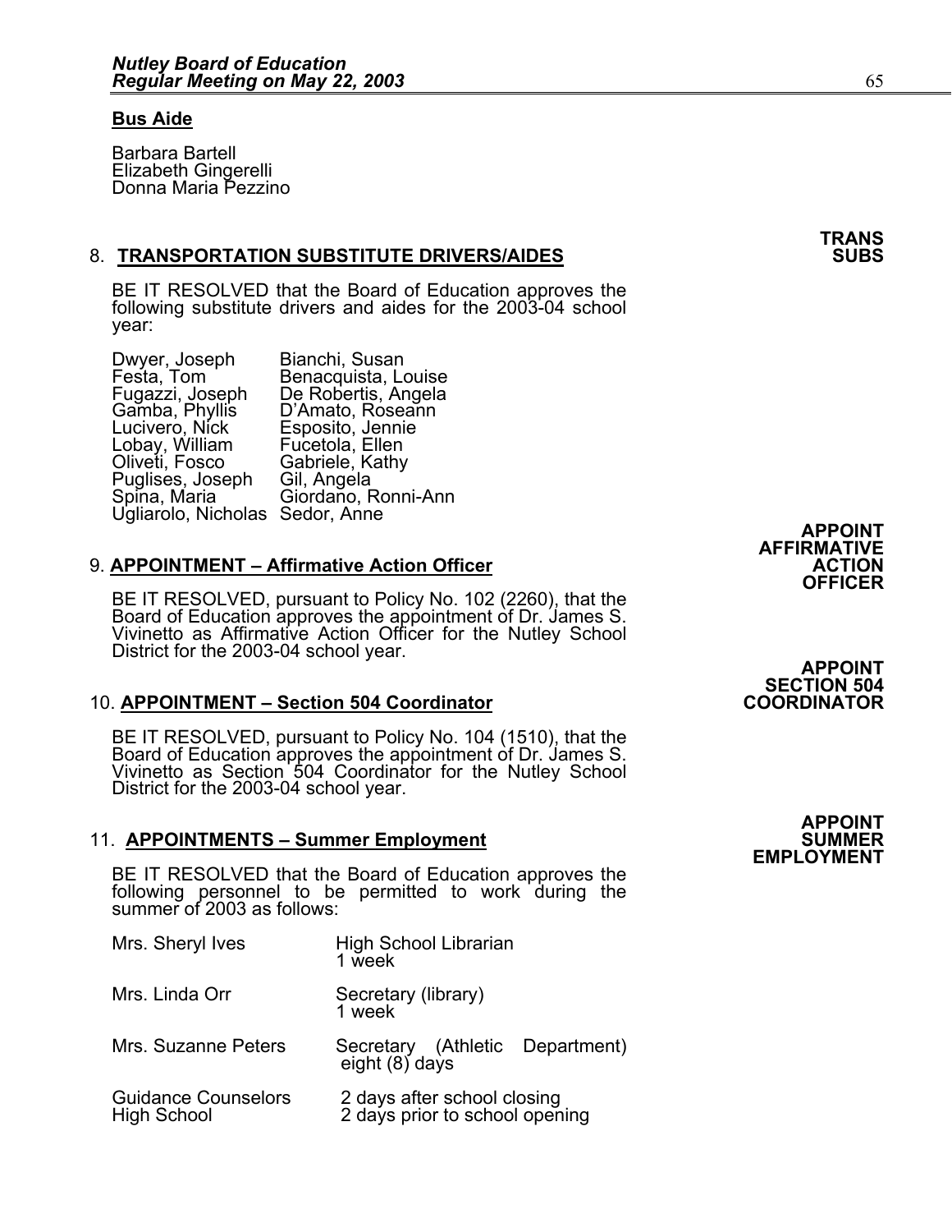**Bus Aide**

Barbara Bartell
Elizabeth Gingerelli
Donna Maria Pezzino

**TRANS SUBS**

8. **TRANSPORTATION SUBSTITUTE DRIVERS/AIDES**

BE IT RESOLVED that the Board of Education approves the following substitute drivers and aides for the 2003-04 school year:

| | |
|---|---|
| Dwyer, Joseph | Bianchi, Susan |
| Festa, Tom | Benacquista, Louise |
| Fugazzi, Joseph | De Robertis, Angela |
| Gamba, Phyllis | D'Amato, Roseann |
| Lucivero, Nick | Esposito, Jennie |
| Lobay, William | Fucetola, Ellen |
| Oliveti, Fosco | Gabriele, Kathy |
| Puglises, Joseph | Gil, Angela |
| Spina, Maria | Giordano, Ronni-Ann |
| Ugliarolo, Nicholas | Sedor, Anne |

**APPOINT AFFIRMATIVE ACTION OFFICER**

9. **APPOINTMENT – Affirmative Action Officer**

BE IT RESOLVED, pursuant to Policy No. 102 (2260), that the Board of Education approves the appointment of Dr. James S. Vivinetto as Affirmative Action Officer for the Nutley School District for the 2003-04 school year.

**APPOINT SECTION 504 COORDINATOR**

10. **APPOINTMENT – Section 504 Coordinator**

BE IT RESOLVED, pursuant to Policy No. 104 (1510), that the Board of Education approves the appointment of Dr. James S. Vivinetto as Section 504 Coordinator for the Nutley School District for the 2003-04 school year.

**APPOINT SUMMER EMPLOYMENT**

11. **APPOINTMENTS – Summer Employment**

BE IT RESOLVED that the Board of Education approves the following personnel to be permitted to work during the summer of 2003 as follows:

| | |
|---|---|
| Mrs. Sheryl Ives | High School Librarian<br>1 week |
| Mrs. Linda Orr | Secretary (library)<br>1 week |
| Mrs. Suzanne Peters | Secretary (Athletic Department)<br>eight (8) days |
| Guidance Counselors<br>High School | 2 days after school closing<br>2 days prior to school opening |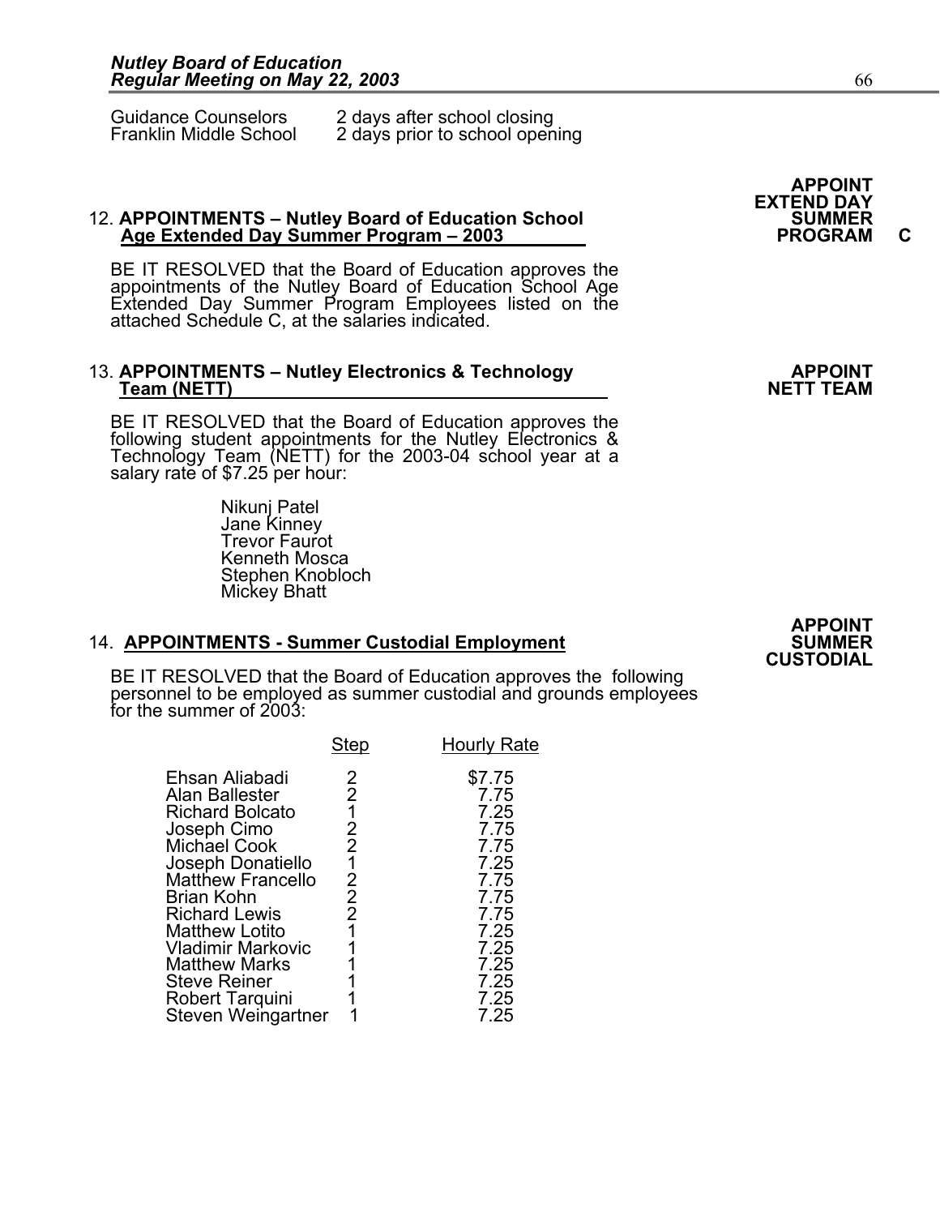Guidance Counselors     2 days after school closing
Franklin Middle School  2 days prior to school opening

**APPOINT EXTEND DAY SUMMER PROGRAM C**

12. **APPOINTMENTS – Nutley Board of Education School Age Extended Day Summer Program – 2003**

BE IT RESOLVED that the Board of Education approves the appointments of the Nutley Board of Education School Age Extended Day Summer Program Employees listed on the attached Schedule C, at the salaries indicated.

**APPOINT NETT TEAM**

13. **APPOINTMENTS – Nutley Electronics & Technology Team (NETT)**

BE IT RESOLVED that the Board of Education approves the following student appointments for the Nutley Electronics & Technology Team (NETT) for the 2003-04 school year at a salary rate of $7.25 per hour:

Nikunj Patel
Jane Kinney
Trevor Faurot
Kenneth Mosca
Stephen Knobloch
Mickey Bhatt

**APPOINT SUMMER CUSTODIAL**

14. **APPOINTMENTS - Summer Custodial Employment**

BE IT RESOLVED that the Board of Education approves the following personnel to be employed as summer custodial and grounds employees for the summer of 2003:

| | Step | Hourly Rate |
|---|---|---|
| Ehsan Aliabadi | 2 | $7.75 |
| Alan Ballester | 2 | 7.75 |
| Richard Bolcato | 1 | 7.25 |
| Joseph Cimo | 2 | 7.75 |
| Michael Cook | 2 | 7.75 |
| Joseph Donatiello | 1 | 7.25 |
| Matthew Francello | 2 | 7.75 |
| Brian Kohn | 2 | 7.75 |
| Richard Lewis | 2 | 7.75 |
| Matthew Lotito | 1 | 7.25 |
| Vladimir Markovic | 1 | 7.25 |
| Matthew Marks | 1 | 7.25 |
| Steve Reiner | 1 | 7.25 |
| Robert Tarquini | 1 | 7.25 |
| Steven Weingartner | 1 | 7.25 |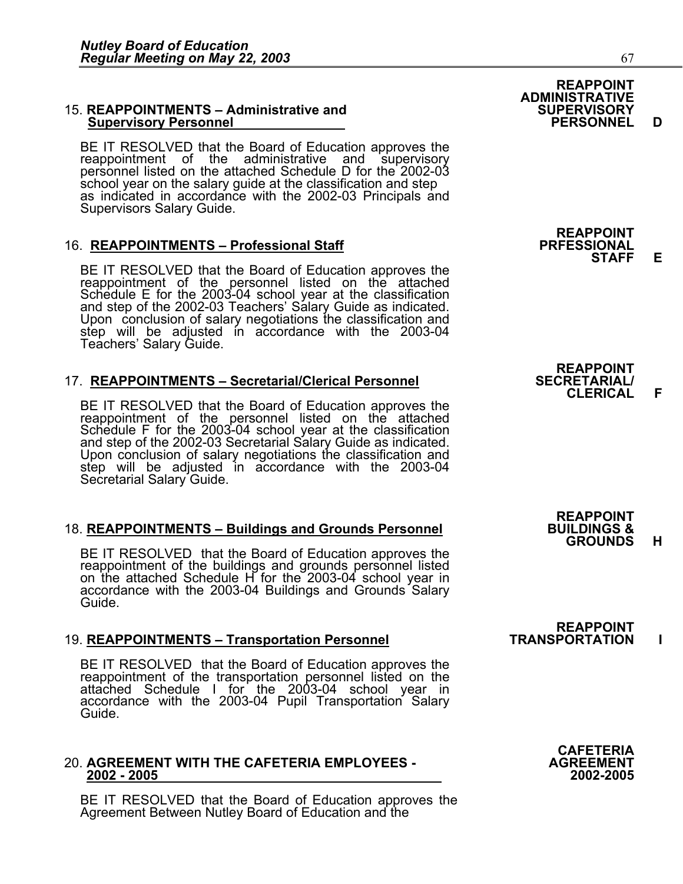**REAPPOINT ADMINISTRATIVE SUPERVISORY PERSONNEL D**

15. **REAPPOINTMENTS – Administrative and Supervisory Personnel**

BE IT RESOLVED that the Board of Education approves the reappointment of the administrative and supervisory personnel listed on the attached Schedule D for the 2002-03 school year on the salary guide at the classification and step as indicated in accordance with the 2002-03 Principals and Supervisors Salary Guide.

**REAPPOINT PRFESSIONAL STAFF E**

16. **REAPPOINTMENTS – Professional Staff**

BE IT RESOLVED that the Board of Education approves the reappointment of the personnel listed on the attached Schedule E for the 2003-04 school year at the classification and step of the 2002-03 Teachers' Salary Guide as indicated. Upon conclusion of salary negotiations the classification and step will be adjusted in accordance with the 2003-04 Teachers' Salary Guide.

**REAPPOINT SECRETARIAL/ CLERICAL F**

17. **REAPPOINTMENTS – Secretarial/Clerical Personnel**

BE IT RESOLVED that the Board of Education approves the reappointment of the personnel listed on the attached Schedule F for the 2003-04 school year at the classification and step of the 2002-03 Secretarial Salary Guide as indicated. Upon conclusion of salary negotiations the classification and step will be adjusted in accordance with the 2003-04 Secretarial Salary Guide.

**REAPPOINT BUILDINGS & GROUNDS H**

18. **REAPPOINTMENTS – Buildings and Grounds Personnel**

BE IT RESOLVED that the Board of Education approves the reappointment of the buildings and grounds personnel listed on the attached Schedule H for the 2003-04 school year in accordance with the 2003-04 Buildings and Grounds Salary Guide.

**REAPPOINT TRANSPORTATION I**

19. **REAPPOINTMENTS – Transportation Personnel**

BE IT RESOLVED that the Board of Education approves the reappointment of the transportation personnel listed on the attached Schedule I for the 2003-04 school year in accordance with the 2003-04 Pupil Transportation Salary Guide.

**CAFETERIA AGREEMENT 2002-2005**

20. **AGREEMENT WITH THE CAFETERIA EMPLOYEES - 2002 - 2005**

BE IT RESOLVED that the Board of Education approves the Agreement Between Nutley Board of Education and the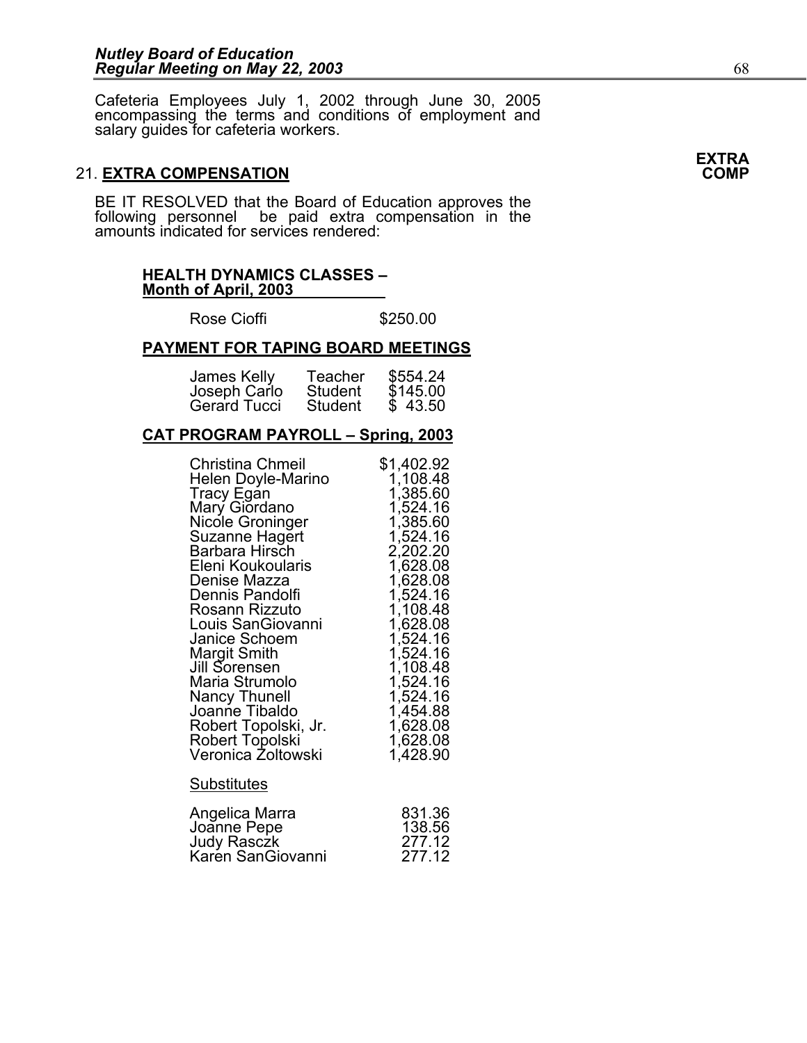Cafeteria Employees July 1, 2002 through June 30, 2005 encompassing the terms and conditions of employment and salary guides for cafeteria workers.

**EXTRA COMP**

21. **EXTRA COMPENSATION**

BE IT RESOLVED that the Board of Education approves the following personnel be paid extra compensation in the amounts indicated for services rendered:

**HEALTH DYNAMICS CLASSES – Month of April, 2003**

| | |
|---|---|
| Rose Cioffi | $250.00 |

**PAYMENT FOR TAPING BOARD MEETINGS**

| | | |
|---|---|---|
| James Kelly | Teacher | $554.24 |
| Joseph Carlo | Student | $145.00 |
| Gerard Tucci | Student | $ 43.50 |

**CAT PROGRAM PAYROLL – Spring, 2003**

| | |
|---|---|
| Christina Chmeil | $1,402.92 |
| Helen Doyle-Marino | 1,108.48 |
| Tracy Egan | 1,385.60 |
| Mary Giordano | 1,524.16 |
| Nicole Groninger | 1,385.60 |
| Suzanne Hagert | 1,524.16 |
| Barbara Hirsch | 2,202.20 |
| Eleni Koukoularis | 1,628.08 |
| Denise Mazza | 1,628.08 |
| Dennis Pandolfi | 1,524.16 |
| Rosann Rizzuto | 1,108.48 |
| Louis SanGiovanni | 1,628.08 |
| Janice Schoem | 1,524.16 |
| Margit Smith | 1,524.16 |
| Jill Sorensen | 1,108.48 |
| Maria Strumolo | 1,524.16 |
| Nancy Thunell | 1,524.16 |
| Joanne Tibaldo | 1,454.88 |
| Robert Topolski, Jr. | 1,628.08 |
| Robert Topolski | 1,628.08 |
| Veronica Zoltowski | 1,428.90 |

Substitutes

| | |
|---|---|
| Angelica Marra | 831.36 |
| Joanne Pepe | 138.56 |
| Judy Rasczk | 277.12 |
| Karen SanGiovanni | 277.12 |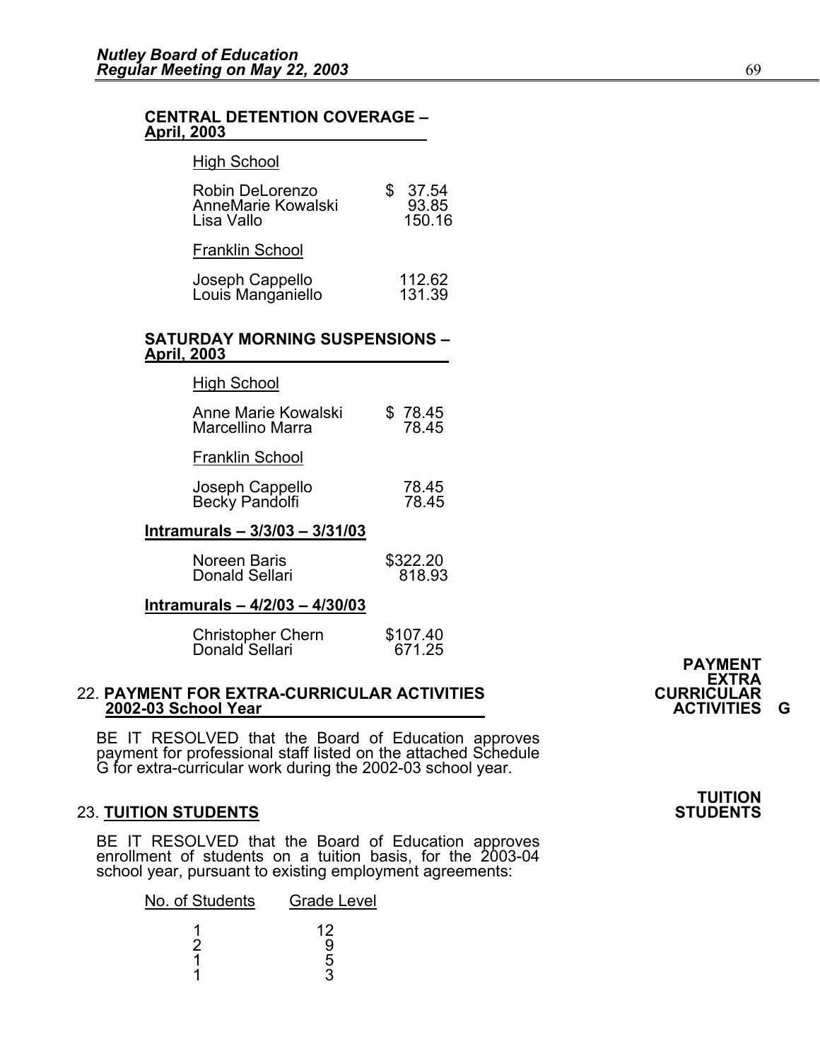**CENTRAL DETENTION COVERAGE – April, 2003**

High School

| | |
|---|---|
| Robin DeLorenzo | $ 37.54 |
| AnneMarie Kowalski | 93.85 |
| Lisa Vallo | 150.16 |

Franklin School

| | |
|---|---|
| Joseph Cappello | 112.62 |
| Louis Manganiello | 131.39 |

**SATURDAY MORNING SUSPENSIONS – April, 2003**

High School

| | |
|---|---|
| Anne Marie Kowalski | $ 78.45 |
| Marcellino Marra | 78.45 |

Franklin School

| | |
|---|---|
| Joseph Cappello | 78.45 |
| Becky Pandolfi | 78.45 |

**Intramurals – 3/3/03 – 3/31/03**

| | |
|---|---|
| Noreen Baris | $322.20 |
| Donald Sellari | 818.93 |

**Intramurals – 4/2/03 – 4/30/03**

| | |
|---|---|
| Christopher Chern | $107.40 |
| Donald Sellari | 671.25 |

**PAYMENT EXTRA CURRICULAR ACTIVITIES G**

22. **PAYMENT FOR EXTRA-CURRICULAR ACTIVITIES 2002-03 School Year**

BE IT RESOLVED that the Board of Education approves payment for professional staff listed on the attached Schedule G for extra-curricular work during the 2002-03 school year.

**TUITION STUDENTS**

23. **TUITION STUDENTS**

BE IT RESOLVED that the Board of Education approves enrollment of students on a tuition basis, for the 2003-04 school year, pursuant to existing employment agreements:

| No. of Students | Grade Level |
|---|---|
| 1 | 12 |
| 2 | 9 |
| 1 | 5 |
| 1 | 3 |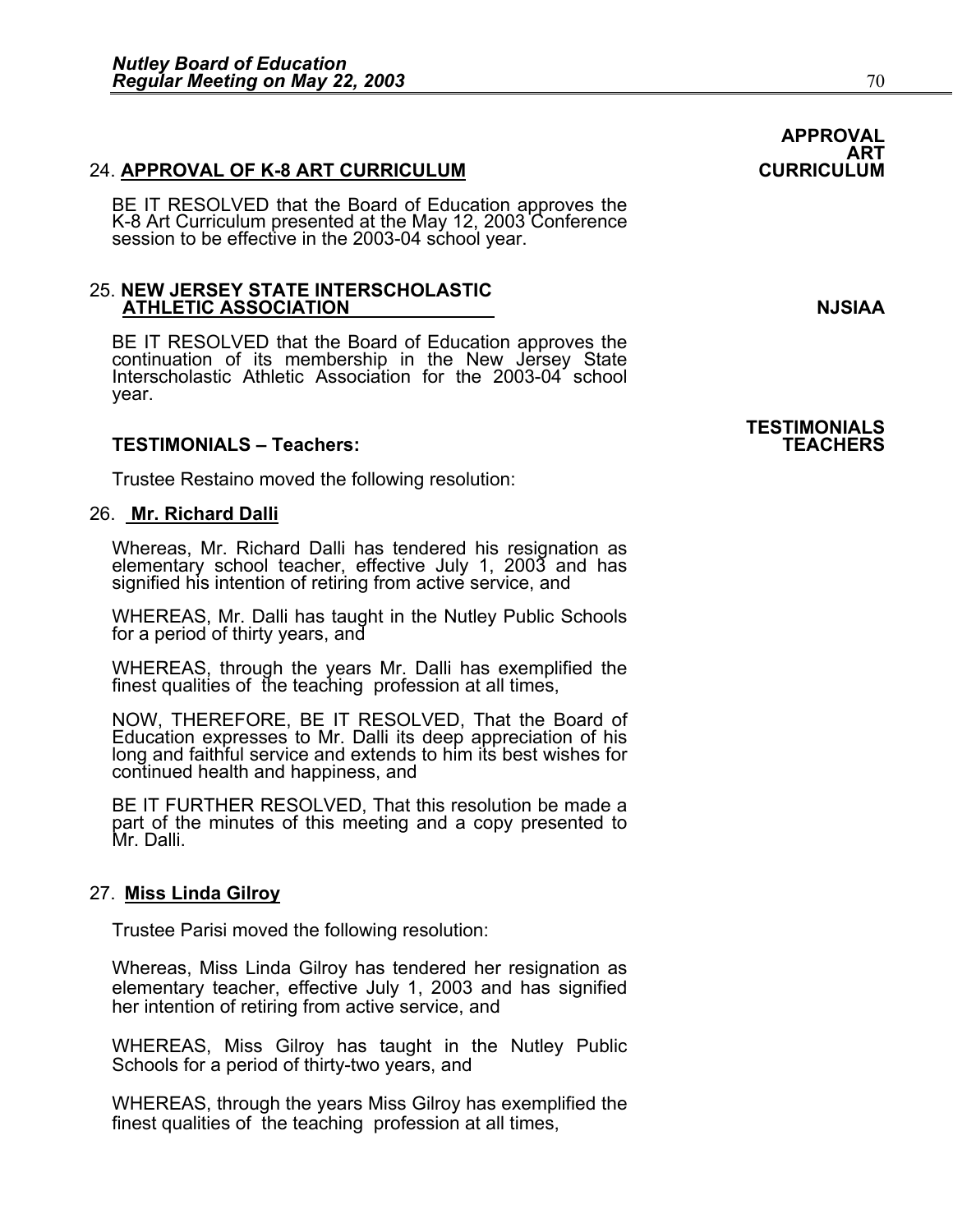**APPROVAL ART CURRICULUM**

24. **APPROVAL OF K-8 ART CURRICULUM**

BE IT RESOLVED that the Board of Education approves the K-8 Art Curriculum presented at the May 12, 2003 Conference session to be effective in the 2003-04 school year.

**NJSIAA**

25. **NEW JERSEY STATE INTERSCHOLASTIC ATHLETIC ASSOCIATION**

BE IT RESOLVED that the Board of Education approves the continuation of its membership in the New Jersey State Interscholastic Athletic Association for the 2003-04 school year.

**TESTIMONIALS TEACHERS**

**TESTIMONIALS – Teachers:**

Trustee Restaino moved the following resolution:

26. **Mr. Richard Dalli**

Whereas, Mr. Richard Dalli has tendered his resignation as elementary school teacher, effective July 1, 2003 and has signified his intention of retiring from active service, and

WHEREAS, Mr. Dalli has taught in the Nutley Public Schools for a period of thirty years, and

WHEREAS, through the years Mr. Dalli has exemplified the finest qualities of the teaching profession at all times,

NOW, THEREFORE, BE IT RESOLVED, That the Board of Education expresses to Mr. Dalli its deep appreciation of his long and faithful service and extends to him its best wishes for continued health and happiness, and

BE IT FURTHER RESOLVED, That this resolution be made a part of the minutes of this meeting and a copy presented to Mr. Dalli.

27. **Miss Linda Gilroy**

Trustee Parisi moved the following resolution:

Whereas, Miss Linda Gilroy has tendered her resignation as elementary teacher, effective July 1, 2003 and has signified her intention of retiring from active service, and

WHEREAS, Miss Gilroy has taught in the Nutley Public Schools for a period of thirty-two years, and

WHEREAS, through the years Miss Gilroy has exemplified the finest qualities of the teaching profession at all times,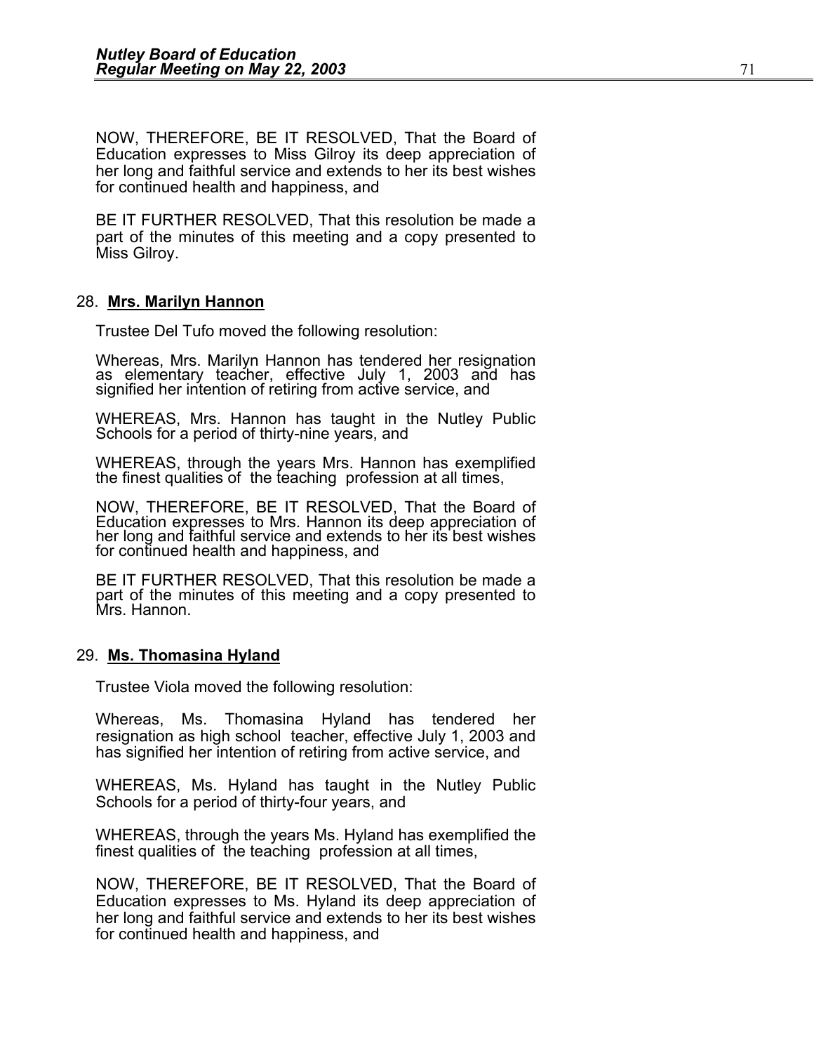NOW, THEREFORE, BE IT RESOLVED, That the Board of Education expresses to Miss Gilroy its deep appreciation of her long and faithful service and extends to her its best wishes for continued health and happiness, and

BE IT FURTHER RESOLVED, That this resolution be made a part of the minutes of this meeting and a copy presented to Miss Gilroy.

28. **Mrs. Marilyn Hannon**

Trustee Del Tufo moved the following resolution:

Whereas, Mrs. Marilyn Hannon has tendered her resignation as elementary teacher, effective July 1, 2003 and has signified her intention of retiring from active service, and

WHEREAS, Mrs. Hannon has taught in the Nutley Public Schools for a period of thirty-nine years, and

WHEREAS, through the years Mrs. Hannon has exemplified the finest qualities of the teaching profession at all times,

NOW, THEREFORE, BE IT RESOLVED, That the Board of Education expresses to Mrs. Hannon its deep appreciation of her long and faithful service and extends to her its best wishes for continued health and happiness, and

BE IT FURTHER RESOLVED, That this resolution be made a part of the minutes of this meeting and a copy presented to Mrs. Hannon.

29. **Ms. Thomasina Hyland**

Trustee Viola moved the following resolution:

Whereas, Ms. Thomasina Hyland has tendered her resignation as high school teacher, effective July 1, 2003 and has signified her intention of retiring from active service, and

WHEREAS, Ms. Hyland has taught in the Nutley Public Schools for a period of thirty-four years, and

WHEREAS, through the years Ms. Hyland has exemplified the finest qualities of the teaching profession at all times,

NOW, THEREFORE, BE IT RESOLVED, That the Board of Education expresses to Ms. Hyland its deep appreciation of her long and faithful service and extends to her its best wishes for continued health and happiness, and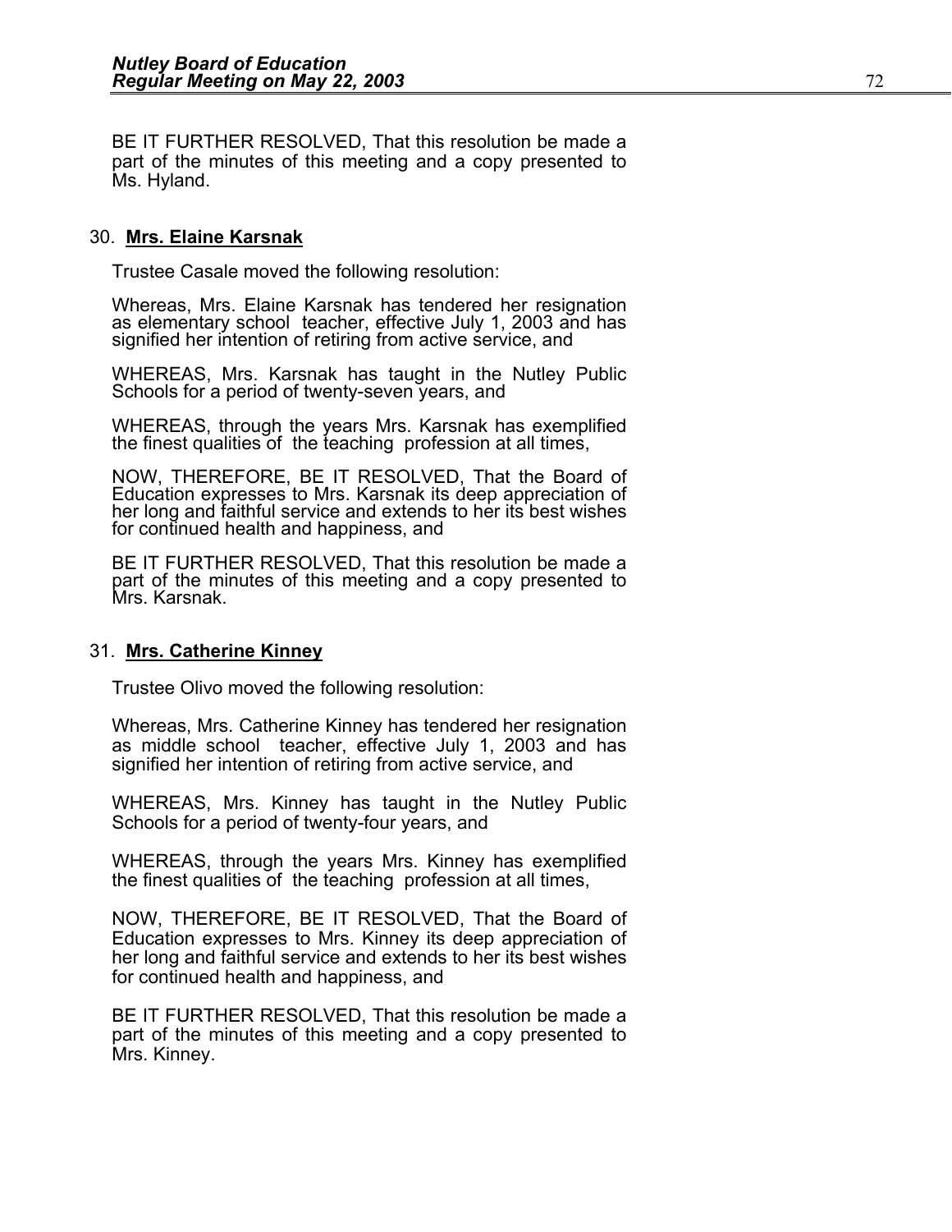BE IT FURTHER RESOLVED, That this resolution be made a part of the minutes of this meeting and a copy presented to Ms. Hyland.

30. **Mrs. Elaine Karsnak**

Trustee Casale moved the following resolution:

Whereas, Mrs. Elaine Karsnak has tendered her resignation as elementary school teacher, effective July 1, 2003 and has signified her intention of retiring from active service, and

WHEREAS, Mrs. Karsnak has taught in the Nutley Public Schools for a period of twenty-seven years, and

WHEREAS, through the years Mrs. Karsnak has exemplified the finest qualities of the teaching profession at all times,

NOW, THEREFORE, BE IT RESOLVED, That the Board of Education expresses to Mrs. Karsnak its deep appreciation of her long and faithful service and extends to her its best wishes for continued health and happiness, and

BE IT FURTHER RESOLVED, That this resolution be made a part of the minutes of this meeting and a copy presented to Mrs. Karsnak.

31. **Mrs. Catherine Kinney**

Trustee Olivo moved the following resolution:

Whereas, Mrs. Catherine Kinney has tendered her resignation as middle school teacher, effective July 1, 2003 and has signified her intention of retiring from active service, and

WHEREAS, Mrs. Kinney has taught in the Nutley Public Schools for a period of twenty-four years, and

WHEREAS, through the years Mrs. Kinney has exemplified the finest qualities of the teaching profession at all times,

NOW, THEREFORE, BE IT RESOLVED, That the Board of Education expresses to Mrs. Kinney its deep appreciation of her long and faithful service and extends to her its best wishes for continued health and happiness, and

BE IT FURTHER RESOLVED, That this resolution be made a part of the minutes of this meeting and a copy presented to Mrs. Kinney.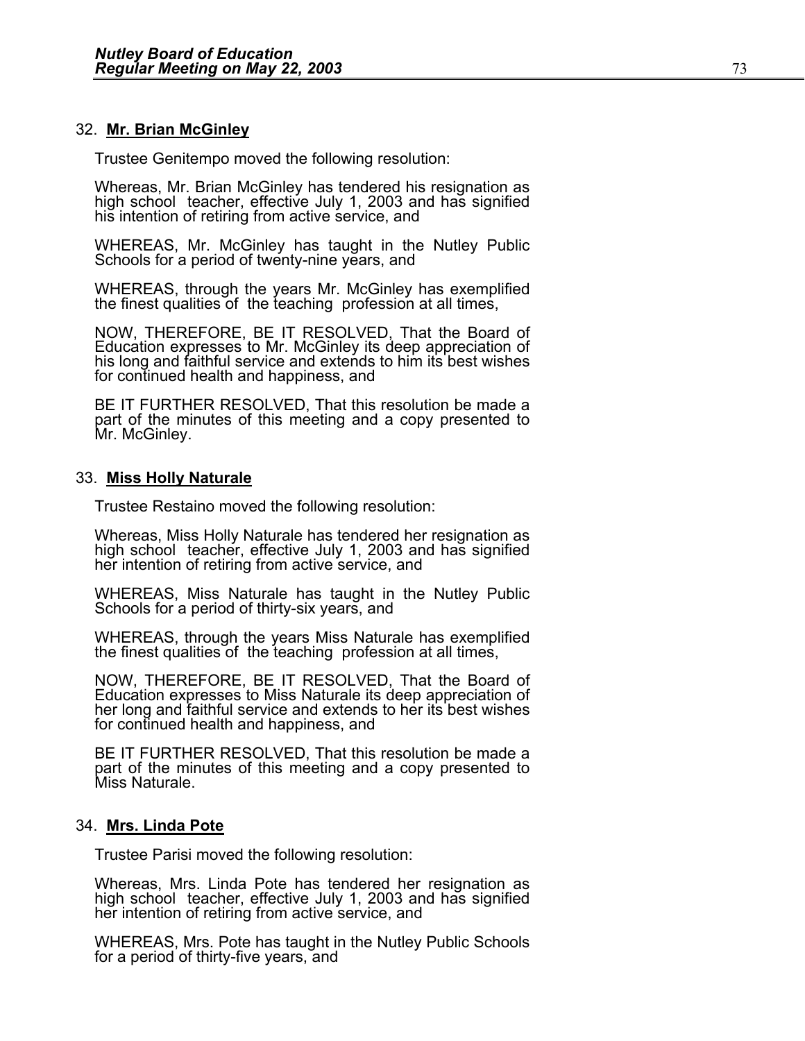32. **Mr. Brian McGinley**

Trustee Genitempo moved the following resolution:

Whereas, Mr. Brian McGinley has tendered his resignation as high school teacher, effective July 1, 2003 and has signified his intention of retiring from active service, and

WHEREAS, Mr. McGinley has taught in the Nutley Public Schools for a period of twenty-nine years, and

WHEREAS, through the years Mr. McGinley has exemplified the finest qualities of the teaching profession at all times,

NOW, THEREFORE, BE IT RESOLVED, That the Board of Education expresses to Mr. McGinley its deep appreciation of his long and faithful service and extends to him its best wishes for continued health and happiness, and

BE IT FURTHER RESOLVED, That this resolution be made a part of the minutes of this meeting and a copy presented to Mr. McGinley.

33. **Miss Holly Naturale**

Trustee Restaino moved the following resolution:

Whereas, Miss Holly Naturale has tendered her resignation as high school teacher, effective July 1, 2003 and has signified her intention of retiring from active service, and

WHEREAS, Miss Naturale has taught in the Nutley Public Schools for a period of thirty-six years, and

WHEREAS, through the years Miss Naturale has exemplified the finest qualities of the teaching profession at all times,

NOW, THEREFORE, BE IT RESOLVED, That the Board of Education expresses to Miss Naturale its deep appreciation of her long and faithful service and extends to her its best wishes for continued health and happiness, and

BE IT FURTHER RESOLVED, That this resolution be made a part of the minutes of this meeting and a copy presented to Miss Naturale.

34. **Mrs. Linda Pote**

Trustee Parisi moved the following resolution:

Whereas, Mrs. Linda Pote has tendered her resignation as high school teacher, effective July 1, 2003 and has signified her intention of retiring from active service, and

WHEREAS, Mrs. Pote has taught in the Nutley Public Schools for a period of thirty-five years, and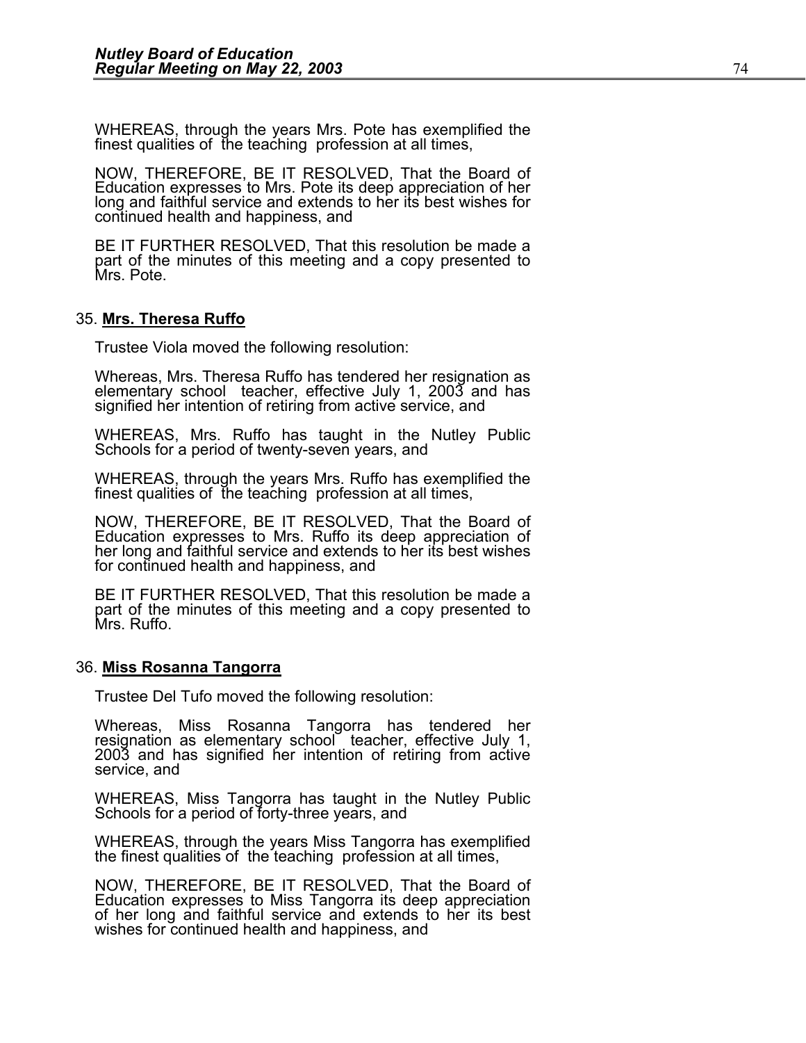WHEREAS, through the years Mrs. Pote has exemplified the finest qualities of the teaching profession at all times,

NOW, THEREFORE, BE IT RESOLVED, That the Board of Education expresses to Mrs. Pote its deep appreciation of her long and faithful service and extends to her its best wishes for continued health and happiness, and

BE IT FURTHER RESOLVED, That this resolution be made a part of the minutes of this meeting and a copy presented to Mrs. Pote.

35. **Mrs. Theresa Ruffo**

Trustee Viola moved the following resolution:

Whereas, Mrs. Theresa Ruffo has tendered her resignation as elementary school teacher, effective July 1, 2003 and has signified her intention of retiring from active service, and

WHEREAS, Mrs. Ruffo has taught in the Nutley Public Schools for a period of twenty-seven years, and

WHEREAS, through the years Mrs. Ruffo has exemplified the finest qualities of the teaching profession at all times,

NOW, THEREFORE, BE IT RESOLVED, That the Board of Education expresses to Mrs. Ruffo its deep appreciation of her long and faithful service and extends to her its best wishes for continued health and happiness, and

BE IT FURTHER RESOLVED, That this resolution be made a part of the minutes of this meeting and a copy presented to Mrs. Ruffo.

36. **Miss Rosanna Tangorra**

Trustee Del Tufo moved the following resolution:

Whereas, Miss Rosanna Tangorra has tendered her resignation as elementary school teacher, effective July 1, 2003 and has signified her intention of retiring from active service, and

WHEREAS, Miss Tangorra has taught in the Nutley Public Schools for a period of forty-three years, and

WHEREAS, through the years Miss Tangorra has exemplified the finest qualities of the teaching profession at all times,

NOW, THEREFORE, BE IT RESOLVED, That the Board of Education expresses to Miss Tangorra its deep appreciation of her long and faithful service and extends to her its best wishes for continued health and happiness, and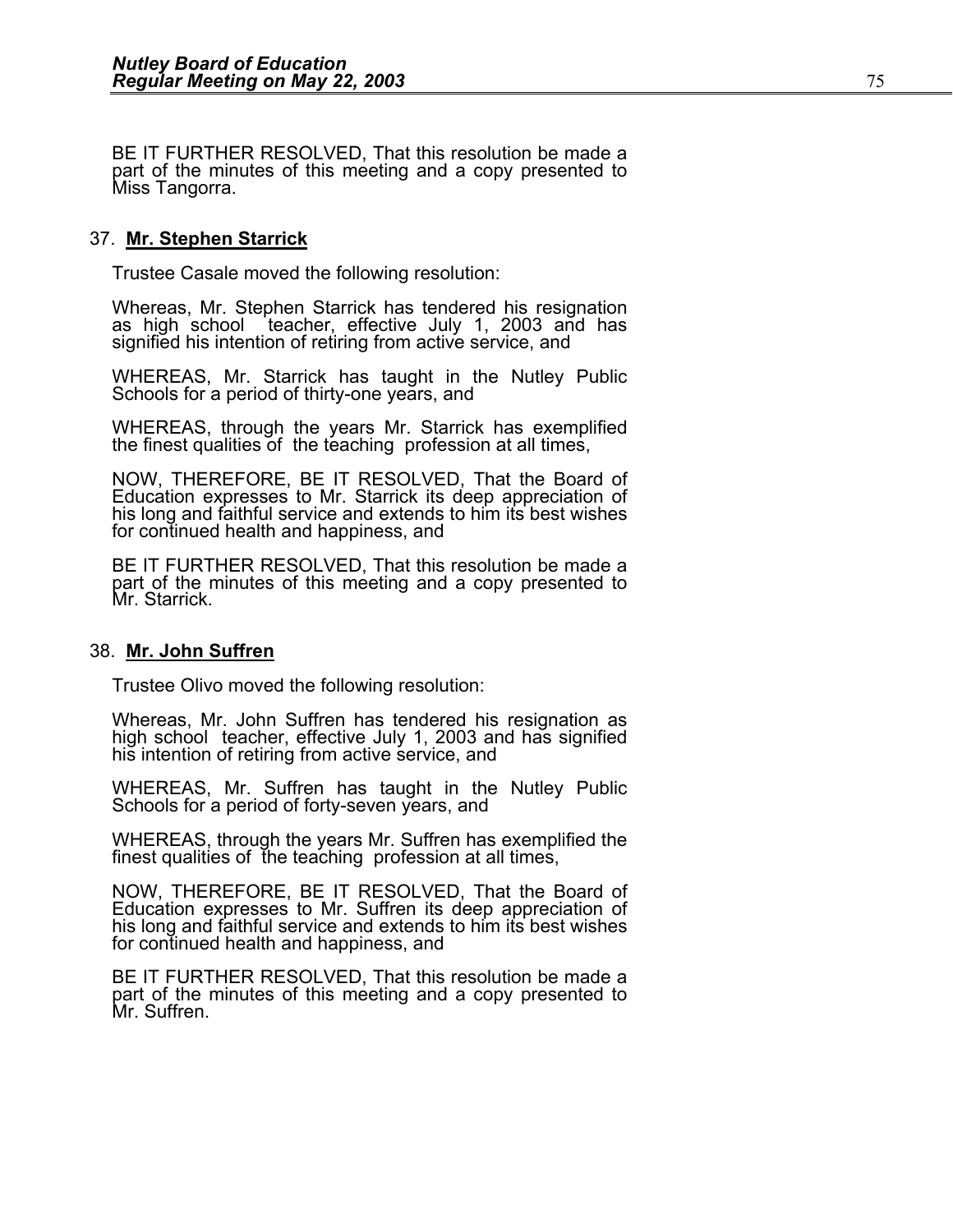BE IT FURTHER RESOLVED, That this resolution be made a part of the minutes of this meeting and a copy presented to Miss Tangorra.

37. **Mr. Stephen Starrick**

Trustee Casale moved the following resolution:

Whereas, Mr. Stephen Starrick has tendered his resignation as high school teacher, effective July 1, 2003 and has signified his intention of retiring from active service, and

WHEREAS, Mr. Starrick has taught in the Nutley Public Schools for a period of thirty-one years, and

WHEREAS, through the years Mr. Starrick has exemplified the finest qualities of the teaching profession at all times,

NOW, THEREFORE, BE IT RESOLVED, That the Board of Education expresses to Mr. Starrick its deep appreciation of his long and faithful service and extends to him its best wishes for continued health and happiness, and

BE IT FURTHER RESOLVED, That this resolution be made a part of the minutes of this meeting and a copy presented to Mr. Starrick.

38. **Mr. John Suffren**

Trustee Olivo moved the following resolution:

Whereas, Mr. John Suffren has tendered his resignation as high school teacher, effective July 1, 2003 and has signified his intention of retiring from active service, and

WHEREAS, Mr. Suffren has taught in the Nutley Public Schools for a period of forty-seven years, and

WHEREAS, through the years Mr. Suffren has exemplified the finest qualities of the teaching profession at all times,

NOW, THEREFORE, BE IT RESOLVED, That the Board of Education expresses to Mr. Suffren its deep appreciation of his long and faithful service and extends to him its best wishes for continued health and happiness, and

BE IT FURTHER RESOLVED, That this resolution be made a part of the minutes of this meeting and a copy presented to Mr. Suffren.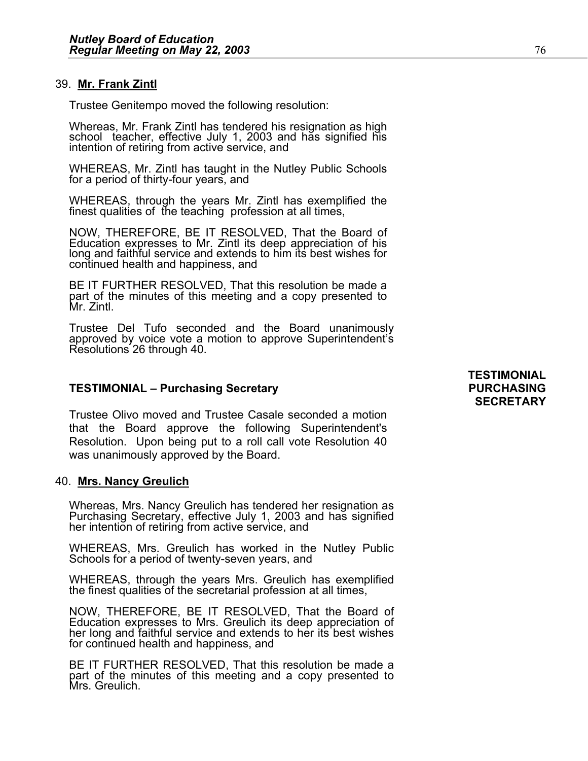39. **Mr. Frank Zintl**

Trustee Genitempo moved the following resolution:

Whereas, Mr. Frank Zintl has tendered his resignation as high school teacher, effective July 1, 2003 and has signified his intention of retiring from active service, and

WHEREAS, Mr. Zintl has taught in the Nutley Public Schools for a period of thirty-four years, and

WHEREAS, through the years Mr. Zintl has exemplified the finest qualities of the teaching profession at all times,

NOW, THEREFORE, BE IT RESOLVED, That the Board of Education expresses to Mr. Zintl its deep appreciation of his long and faithful service and extends to him its best wishes for continued health and happiness, and

BE IT FURTHER RESOLVED, That this resolution be made a part of the minutes of this meeting and a copy presented to Mr. Zintl.

Trustee Del Tufo seconded and the Board unanimously approved by voice vote a motion to approve Superintendent's Resolutions 26 through 40.

**TESTIMONIAL – Purchasing Secretary**

**TESTIMONIAL PURCHASING SECRETARY**

Trustee Olivo moved and Trustee Casale seconded a motion that the Board approve the following Superintendent's Resolution. Upon being put to a roll call vote Resolution 40 was unanimously approved by the Board.

40. **Mrs. Nancy Greulich**

Whereas, Mrs. Nancy Greulich has tendered her resignation as Purchasing Secretary, effective July 1, 2003 and has signified her intention of retiring from active service, and

WHEREAS, Mrs. Greulich has worked in the Nutley Public Schools for a period of twenty-seven years, and

WHEREAS, through the years Mrs. Greulich has exemplified the finest qualities of the secretarial profession at all times,

NOW, THEREFORE, BE IT RESOLVED, That the Board of Education expresses to Mrs. Greulich its deep appreciation of her long and faithful service and extends to her its best wishes for continued health and happiness, and

BE IT FURTHER RESOLVED, That this resolution be made a part of the minutes of this meeting and a copy presented to Mrs. Greulich.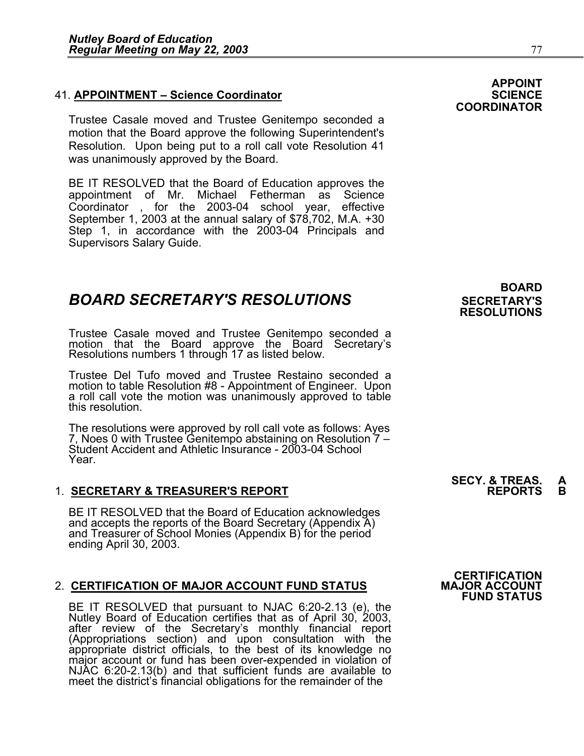**APPOINT SCIENCE COORDINATOR**

41. **APPOINTMENT – Science Coordinator**

Trustee Casale moved and Trustee Genitempo seconded a motion that the Board approve the following Superintendent's Resolution. Upon being put to a roll call vote Resolution 41 was unanimously approved by the Board.

BE IT RESOLVED that the Board of Education approves the appointment of Mr. Michael Fetherman as Science Coordinator , for the 2003-04 school year, effective September 1, 2003 at the annual salary of $78,702, M.A. +30 Step 1, in accordance with the 2003-04 Principals and Supervisors Salary Guide.

**BOARD SECRETARY'S RESOLUTIONS**

## *BOARD SECRETARY'S RESOLUTIONS*

Trustee Casale moved and Trustee Genitempo seconded a motion that the Board approve the Board Secretary's Resolutions numbers 1 through 17 as listed below.

Trustee Del Tufo moved and Trustee Restaino seconded a motion to table Resolution #8 - Appointment of Engineer. Upon a roll call vote the motion was unanimously approved to table this resolution.

The resolutions were approved by roll call vote as follows: Ayes 7, Noes 0 with Trustee Genitempo abstaining on Resolution 7 – Student Accident and Athletic Insurance - 2003-04 School Year.

**SECY. & TREAS. REPORTS A B**

1. **SECRETARY & TREASURER'S REPORT**

BE IT RESOLVED that the Board of Education acknowledges and accepts the reports of the Board Secretary (Appendix A) and Treasurer of School Monies (Appendix B) for the period ending April 30, 2003.

**CERTIFICATION MAJOR ACCOUNT FUND STATUS**

2. **CERTIFICATION OF MAJOR ACCOUNT FUND STATUS**

BE IT RESOLVED that pursuant to NJAC 6:20-2.13 (e), the Nutley Board of Education certifies that as of April 30, 2003, after review of the Secretary's monthly financial report (Appropriations section) and upon consultation with the appropriate district officials, to the best of its knowledge no major account or fund has been over-expended in violation of NJAC 6:20-2.13(b) and that sufficient funds are available to meet the district's financial obligations for the remainder of the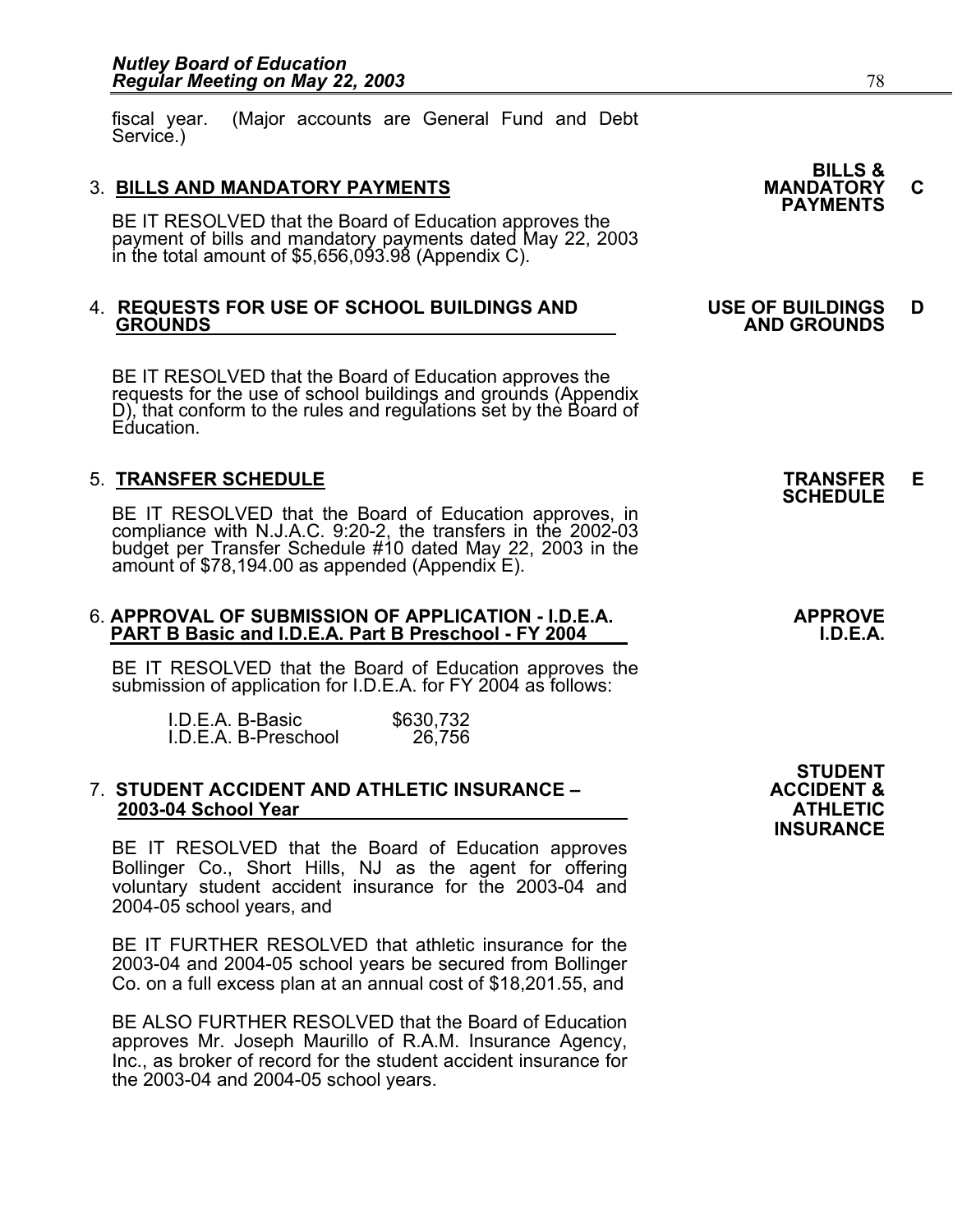fiscal year. (Major accounts are General Fund and Debt Service.)

3. **BILLS AND MANDATORY PAYMENTS** — **BILLS & MANDATORY PAYMENTS** **C**

BE IT RESOLVED that the Board of Education approves the payment of bills and mandatory payments dated May 22, 2003 in the total amount of $5,656,093.98 (Appendix C).

4. **REQUESTS FOR USE OF SCHOOL BUILDINGS AND GROUNDS** — **USE OF BUILDINGS AND GROUNDS** **D**

BE IT RESOLVED that the Board of Education approves the requests for the use of school buildings and grounds (Appendix D), that conform to the rules and regulations set by the Board of Education.

5. **TRANSFER SCHEDULE** — **TRANSFER SCHEDULE** **E**

BE IT RESOLVED that the Board of Education approves, in compliance with N.J.A.C. 9:20-2, the transfers in the 2002-03 budget per Transfer Schedule #10 dated May 22, 2003 in the amount of $78,194.00 as appended (Appendix E).

6. **APPROVAL OF SUBMISSION OF APPLICATION - I.D.E.A. PART B Basic and I.D.E.A. Part B Preschool - FY 2004** — **APPROVE I.D.E.A.**

BE IT RESOLVED that the Board of Education approves the submission of application for I.D.E.A. for FY 2004 as follows:

| | |
|---|---|
| I.D.E.A. B-Basic | $630,732 |
| I.D.E.A. B-Preschool | 26,756 |

7. **STUDENT ACCIDENT AND ATHLETIC INSURANCE – 2003-04 School Year** — **STUDENT ACCIDENT & ATHLETIC INSURANCE**

BE IT RESOLVED that the Board of Education approves Bollinger Co., Short Hills, NJ as the agent for offering voluntary student accident insurance for the 2003-04 and 2004-05 school years, and

BE IT FURTHER RESOLVED that athletic insurance for the 2003-04 and 2004-05 school years be secured from Bollinger Co. on a full excess plan at an annual cost of $18,201.55, and

BE ALSO FURTHER RESOLVED that the Board of Education approves Mr. Joseph Maurillo of R.A.M. Insurance Agency, Inc., as broker of record for the student accident insurance for the 2003-04 and 2004-05 school years.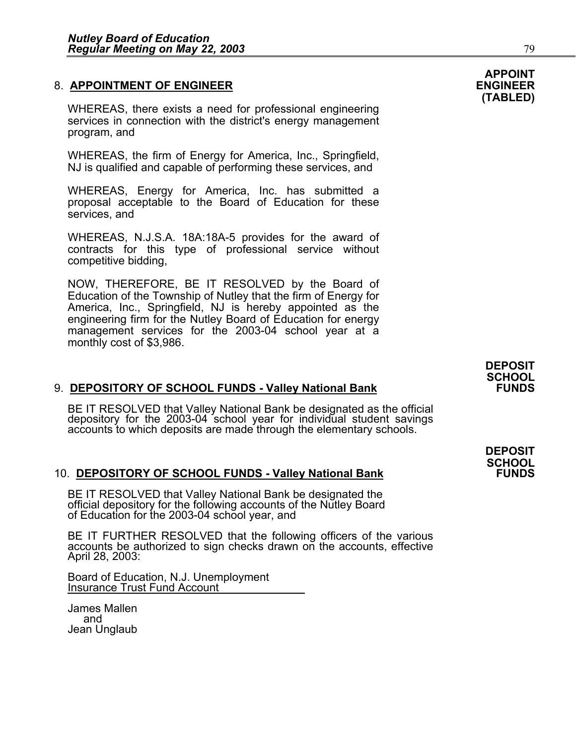8. **APPOINTMENT OF ENGINEER**

**APPOINT ENGINEER (TABLED)**

WHEREAS, there exists a need for professional engineering services in connection with the district's energy management program, and

WHEREAS, the firm of Energy for America, Inc., Springfield, NJ is qualified and capable of performing these services, and

WHEREAS, Energy for America, Inc. has submitted a proposal acceptable to the Board of Education for these services, and

WHEREAS, N.J.S.A. 18A:18A-5 provides for the award of contracts for this type of professional service without competitive bidding,

NOW, THEREFORE, BE IT RESOLVED by the Board of Education of the Township of Nutley that the firm of Energy for America, Inc., Springfield, NJ is hereby appointed as the engineering firm for the Nutley Board of Education for energy management services for the 2003-04 school year at a monthly cost of $3,986.

9. **DEPOSITORY OF SCHOOL FUNDS - Valley National Bank**

**DEPOSIT SCHOOL FUNDS**

BE IT RESOLVED that Valley National Bank be designated as the official depository for the 2003-04 school year for individual student savings accounts to which deposits are made through the elementary schools.

10. **DEPOSITORY OF SCHOOL FUNDS - Valley National Bank**

**DEPOSIT SCHOOL FUNDS**

BE IT RESOLVED that Valley National Bank be designated the official depository for the following accounts of the Nutley Board of Education for the 2003-04 school year, and

BE IT FURTHER RESOLVED that the following officers of the various accounts be authorized to sign checks drawn on the accounts, effective April 28, 2003:

Board of Education, N.J. Unemployment
Insurance Trust Fund Account

James Mallen
and
Jean Unglaub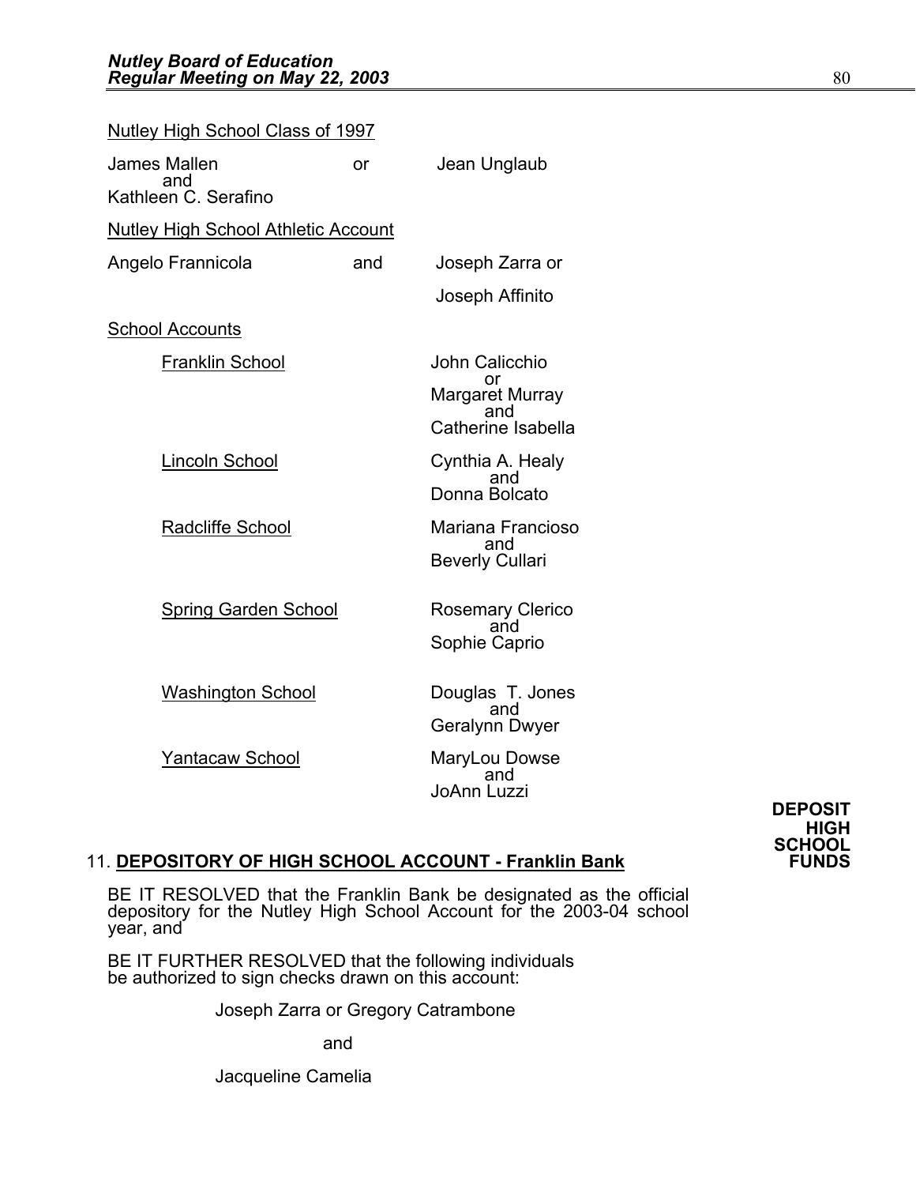Nutley High School Class of 1997

James Mallen or Jean Unglaub
and
Kathleen C. Serafino

Nutley High School Athletic Account

Angelo Frannicola and Joseph Zarra or

Joseph Affinito

School Accounts

Franklin School — John Calicchio
or
Margaret Murray
and
Catherine Isabella

Lincoln School — Cynthia A. Healy
and
Donna Bolcato

Radcliffe School — Mariana Francioso
and
Beverly Cullari

Spring Garden School — Rosemary Clerico
and
Sophie Caprio

Washington School — Douglas T. Jones
and
Geralynn Dwyer

Yantacaw School — MaryLou Dowse
and
JoAnn Luzzi

**DEPOSIT HIGH SCHOOL FUNDS**

11. **DEPOSITORY OF HIGH SCHOOL ACCOUNT - Franklin Bank**

BE IT RESOLVED that the Franklin Bank be designated as the official depository for the Nutley High School Account for the 2003-04 school year, and

BE IT FURTHER RESOLVED that the following individuals be authorized to sign checks drawn on this account:

Joseph Zarra or Gregory Catrambone

and

Jacqueline Camelia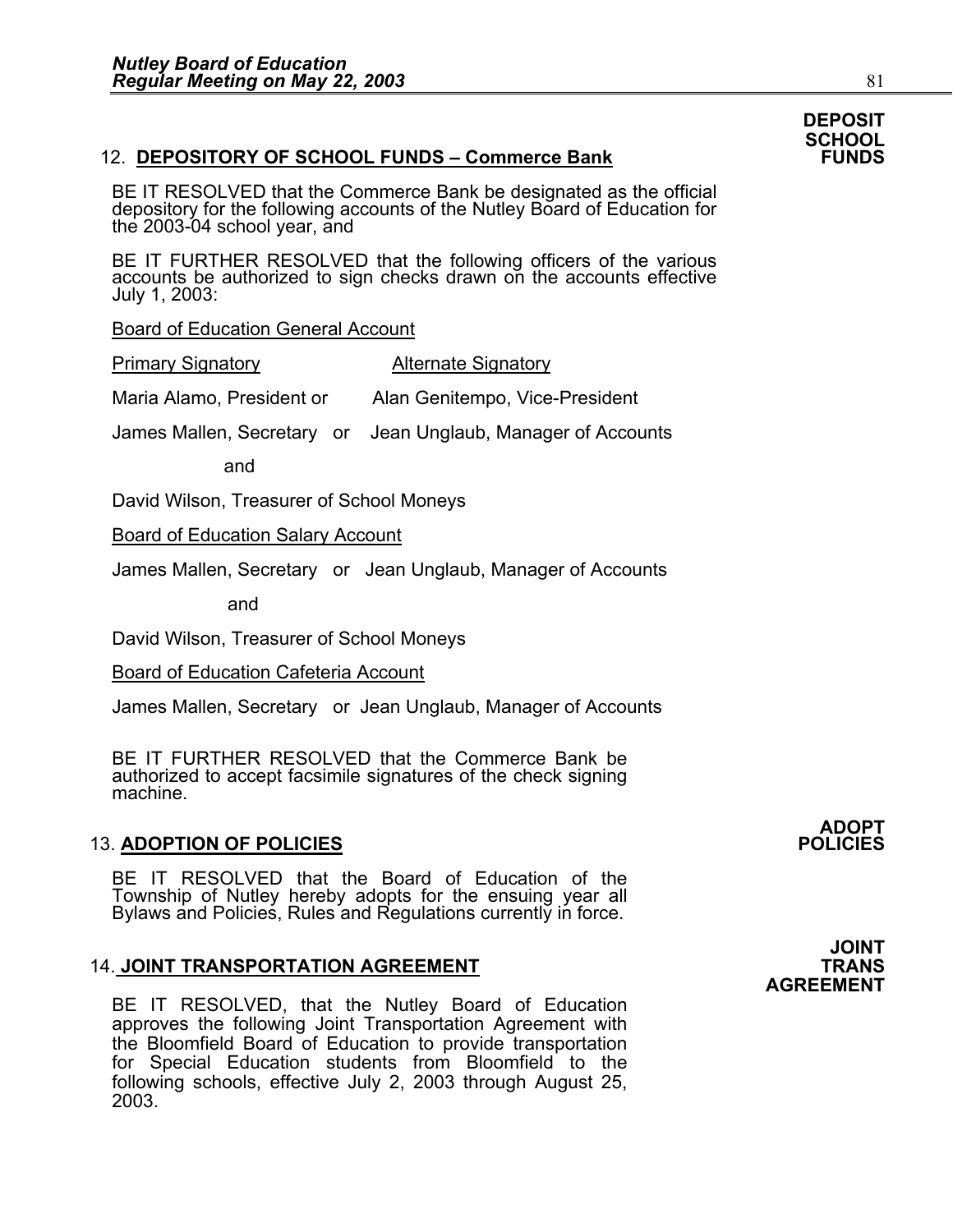**DEPOSIT SCHOOL FUNDS**

12. **DEPOSITORY OF SCHOOL FUNDS – Commerce Bank**

BE IT RESOLVED that the Commerce Bank be designated as the official depository for the following accounts of the Nutley Board of Education for the 2003-04 school year, and

BE IT FURTHER RESOLVED that the following officers of the various accounts be authorized to sign checks drawn on the accounts effective July 1, 2003:

Board of Education General Account

| Primary Signatory | Alternate Signatory |
|---|---|
| Maria Alamo, President or | Alan Genitempo, Vice-President |
| James Mallen, Secretary or | Jean Unglaub, Manager of Accounts |

and

David Wilson, Treasurer of School Moneys

Board of Education Salary Account

James Mallen, Secretary or Jean Unglaub, Manager of Accounts

and

David Wilson, Treasurer of School Moneys

Board of Education Cafeteria Account

James Mallen, Secretary or Jean Unglaub, Manager of Accounts

BE IT FURTHER RESOLVED that the Commerce Bank be authorized to accept facsimile signatures of the check signing machine.

**ADOPT POLICIES**

13. **ADOPTION OF POLICIES**

BE IT RESOLVED that the Board of Education of the Township of Nutley hereby adopts for the ensuing year all Bylaws and Policies, Rules and Regulations currently in force.

**JOINT TRANS AGREEMENT**

14. **JOINT TRANSPORTATION AGREEMENT**

BE IT RESOLVED, that the Nutley Board of Education approves the following Joint Transportation Agreement with the Bloomfield Board of Education to provide transportation for Special Education students from Bloomfield to the following schools, effective July 2, 2003 through August 25, 2003.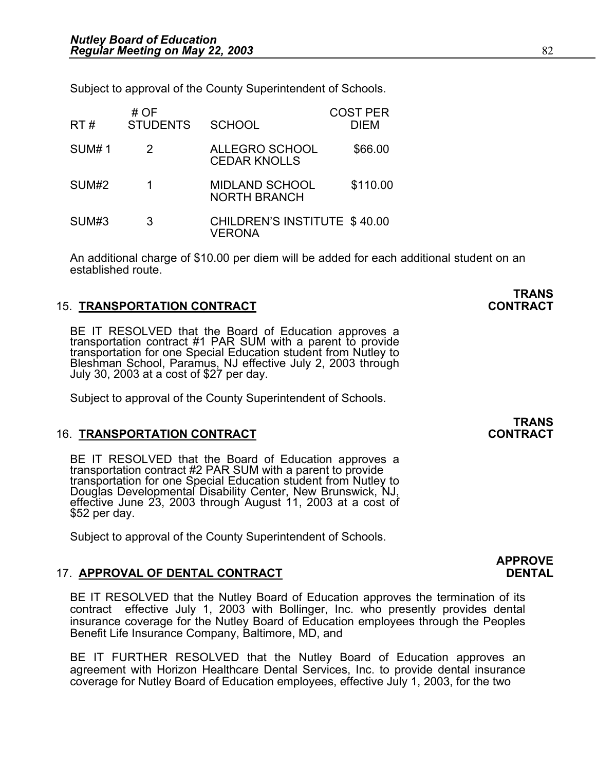Subject to approval of the County Superintendent of Schools.

| RT # | # OF STUDENTS | SCHOOL | COST PER DIEM |
|---|---|---|---|
| SUM# 1 | 2 | ALLEGRO SCHOOL CEDAR KNOLLS | $66.00 |
| SUM#2 | 1 | MIDLAND SCHOOL NORTH BRANCH | $110.00 |
| SUM#3 | 3 | CHILDREN'S INSTITUTE VERONA | $ 40.00 |

An additional charge of $10.00 per diem will be added for each additional student on an established route.

**TRANS CONTRACT**

15. **TRANSPORTATION CONTRACT**

BE IT RESOLVED that the Board of Education approves a transportation contract #1 PAR SUM with a parent to provide transportation for one Special Education student from Nutley to Bleshman School, Paramus, NJ effective July 2, 2003 through July 30, 2003 at a cost of $27 per day.

Subject to approval of the County Superintendent of Schools.

**TRANS CONTRACT**

16. **TRANSPORTATION CONTRACT**

BE IT RESOLVED that the Board of Education approves a transportation contract #2 PAR SUM with a parent to provide transportation for one Special Education student from Nutley to Douglas Developmental Disability Center, New Brunswick, NJ, effective June 23, 2003 through August 11, 2003 at a cost of $52 per day.

Subject to approval of the County Superintendent of Schools.

**APPROVE DENTAL**

17. **APPROVAL OF DENTAL CONTRACT**

BE IT RESOLVED that the Nutley Board of Education approves the termination of its contract effective July 1, 2003 with Bollinger, Inc. who presently provides dental insurance coverage for the Nutley Board of Education employees through the Peoples Benefit Life Insurance Company, Baltimore, MD, and

BE IT FURTHER RESOLVED that the Nutley Board of Education approves an agreement with Horizon Healthcare Dental Services, Inc. to provide dental insurance coverage for Nutley Board of Education employees, effective July 1, 2003, for the two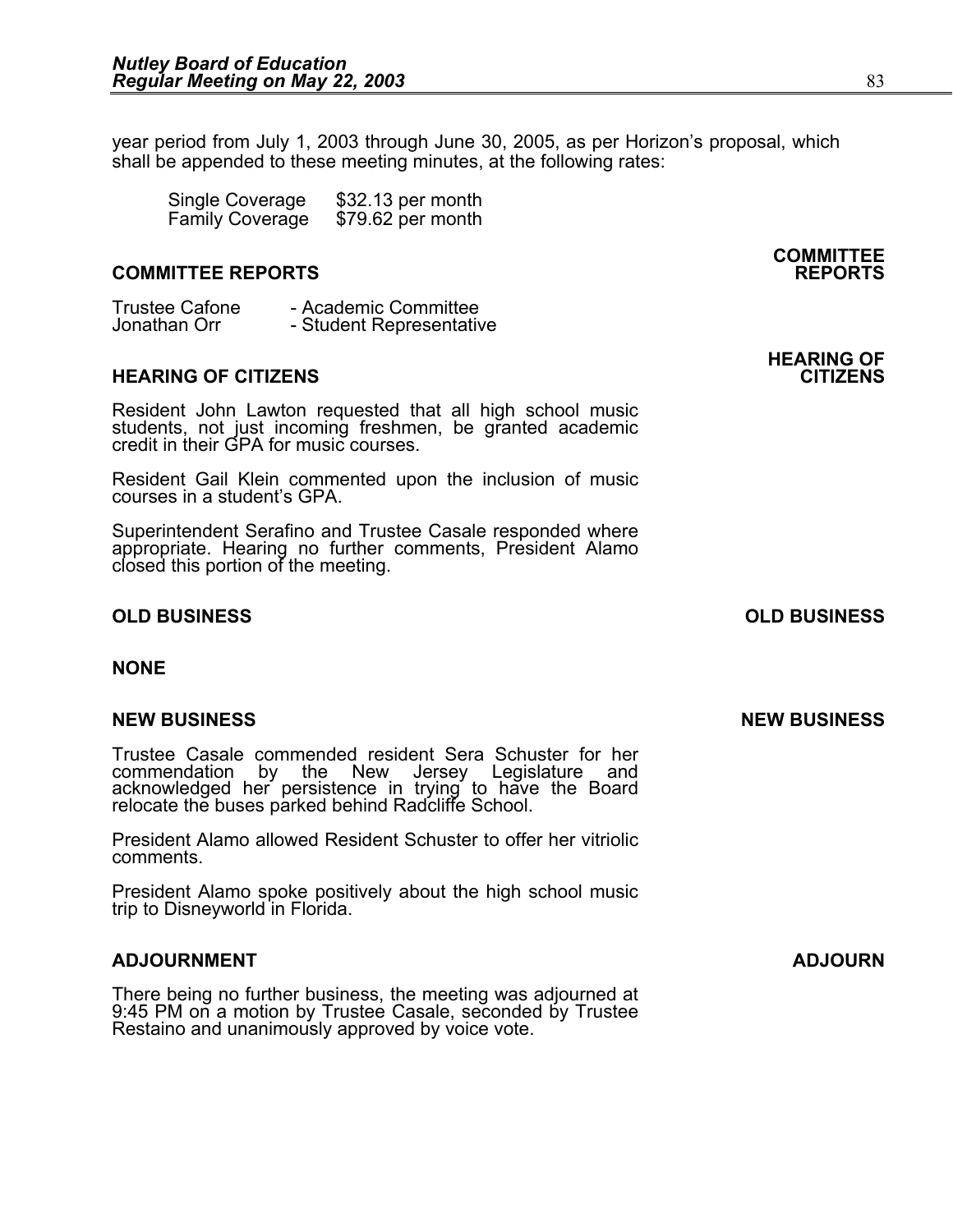year period from July 1, 2003 through June 30, 2005, as per Horizon's proposal, which shall be appended to these meeting minutes, at the following rates:

| | |
|---|---|
| Single Coverage | \$32.13 per month |
| Family Coverage | \$79.62 per month |

## COMMITTEE REPORTS

**COMMITTEE REPORTS**

| | |
|---|---|
| Trustee Cafone | - Academic Committee |
| Jonathan Orr | - Student Representative |

## HEARING OF CITIZENS

**HEARING OF CITIZENS**

Resident John Lawton requested that all high school music students, not just incoming freshmen, be granted academic credit in their GPA for music courses.

Resident Gail Klein commented upon the inclusion of music courses in a student's GPA.

Superintendent Serafino and Trustee Casale responded where appropriate. Hearing no further comments, President Alamo closed this portion of the meeting.

## OLD BUSINESS

**OLD BUSINESS**

**NONE**

## NEW BUSINESS

**NEW BUSINESS**

Trustee Casale commended resident Sera Schuster for her commendation by the New Jersey Legislature and acknowledged her persistence in trying to have the Board relocate the buses parked behind Radcliffe School.

President Alamo allowed Resident Schuster to offer her vitriolic comments.

President Alamo spoke positively about the high school music trip to Disneyworld in Florida.

## ADJOURNMENT

**ADJOURN**

There being no further business, the meeting was adjourned at 9:45 PM on a motion by Trustee Casale, seconded by Trustee Restaino and unanimously approved by voice vote.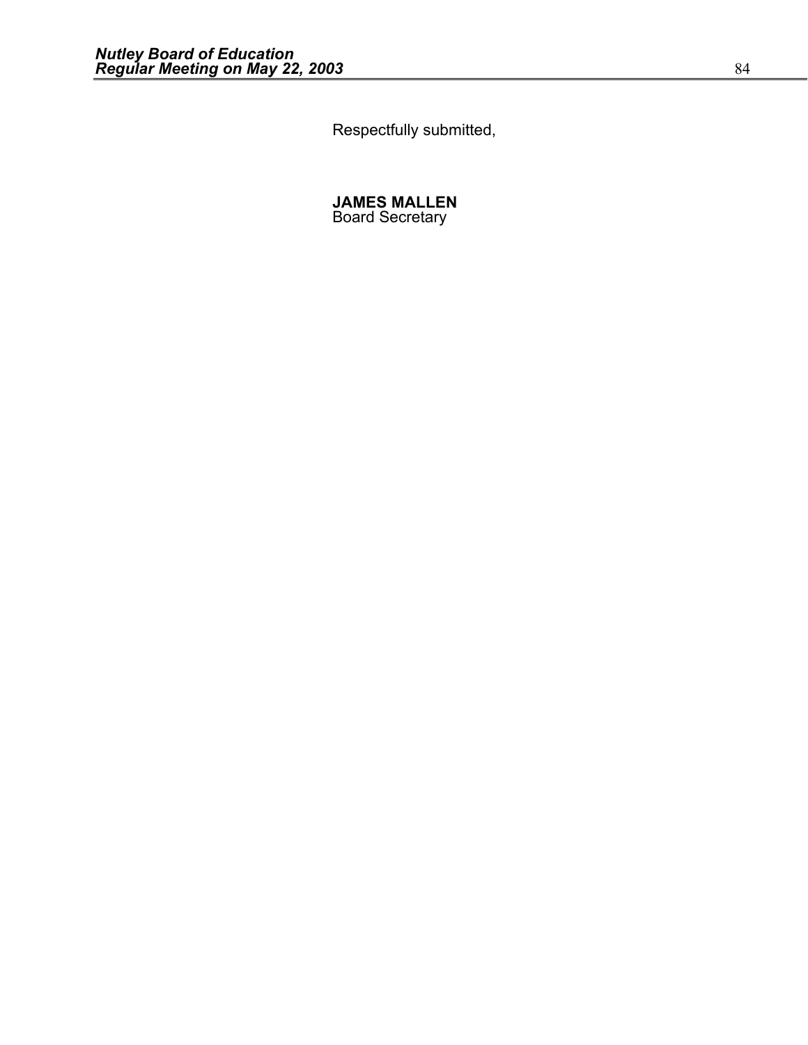Respectfully submitted,

**JAMES MALLEN**
Board Secretary